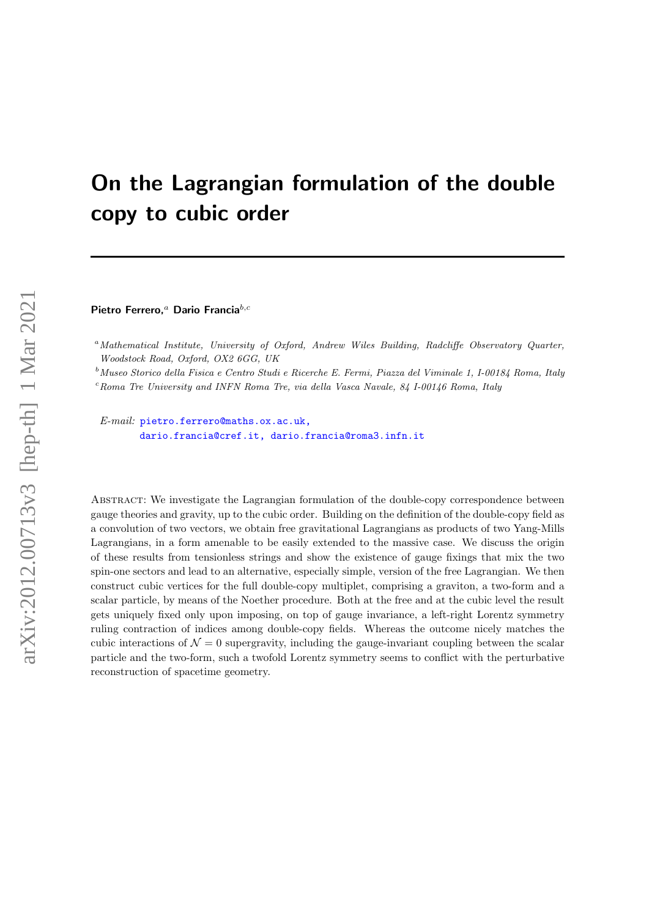# On the Lagrangian formulation of the double copy to cubic order

**Pietro Ferrero,**[a] **Dario Francia**[b,c]

[a] *Mathematical Institute, University of Oxford, Andrew Wiles Building, Radcliffe Observatory Quarter, Woodstock Road, Oxford, OX2 6GG, UK*

[b] *Museo Storico della Fisica e Centro Studi e Ricerche E. Fermi, Piazza del Viminale 1, I-00184 Roma, Italy*

[c] *Roma Tre University and INFN Roma Tre, via della Vasca Navale, 84 I-00146 Roma, Italy*

*E-mail:* pietro.ferrero@maths.ox.ac.uk, dario.francia@cref.it, dario.francia@roma3.infn.it

Abstract: We investigate the Lagrangian formulation of the double-copy correspondence between gauge theories and gravity, up to the cubic order. Building on the definition of the double-copy field as a convolution of two vectors, we obtain free gravitational Lagrangians as products of two Yang-Mills Lagrangians, in a form amenable to be easily extended to the massive case. We discuss the origin of these results from tensionless strings and show the existence of gauge fixings that mix the two spin-one sectors and lead to an alternative, especially simple, version of the free Lagrangian. We then construct cubic vertices for the full double-copy multiplet, comprising a graviton, a two-form and a scalar particle, by means of the Noether procedure. Both at the free and at the cubic level the result gets uniquely fixed only upon imposing, on top of gauge invariance, a left-right Lorentz symmetry ruling contraction of indices among double-copy fields. Whereas the outcome nicely matches the cubic interactions of $\mathcal{N} = 0$ supergravity, including the gauge-invariant coupling between the scalar particle and the two-form, such a twofold Lorentz symmetry seems to conflict with the perturbative reconstruction of spacetime geometry.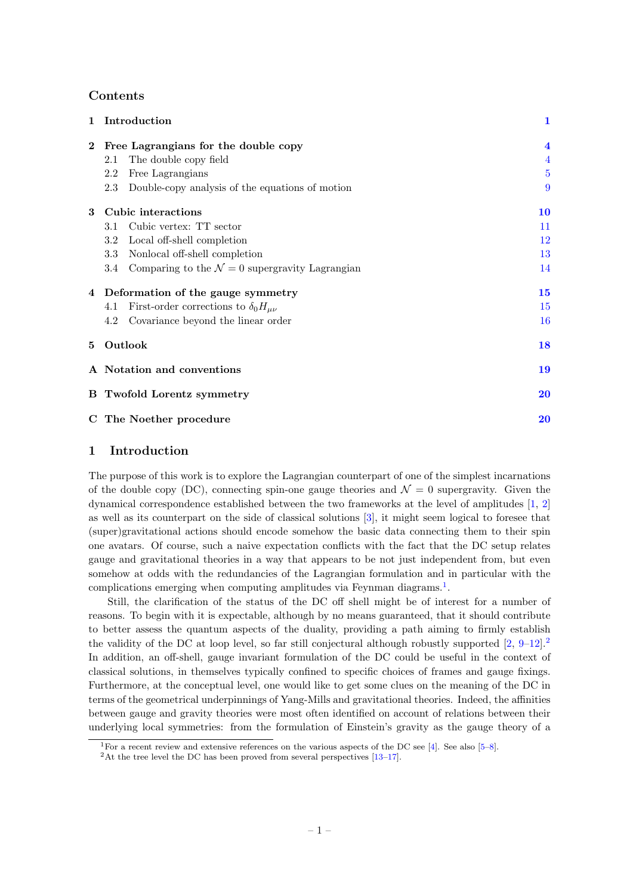## Contents

1 Introduction 1

2 Free Lagrangians for the double copy 4
- 2.1 The double copy field 4
- 2.2 Free Lagrangians 5
- 2.3 Double-copy analysis of the equations of motion 9

3 Cubic interactions 10
- 3.1 Cubic vertex: TT sector 11
- 3.2 Local off-shell completion 12
- 3.3 Nonlocal off-shell completion 13
- 3.4 Comparing to the $\mathcal{N} = 0$ supergravity Lagrangian 14

4 Deformation of the gauge symmetry 15
- 4.1 First-order corrections to $\delta_0 H_{\mu\nu}$ 15
- 4.2 Covariance beyond the linear order 16

5 Outlook 18

A Notation and conventions 19

B Twofold Lorentz symmetry 20

C The Noether procedure 20

# 1 Introduction

The purpose of this work is to explore the Lagrangian counterpart of one of the simplest incarnations of the double copy (DC), connecting spin-one gauge theories and $\mathcal{N} = 0$ supergravity. Given the dynamical correspondence established between the two frameworks at the level of amplitudes [1, 2] as well as its counterpart on the side of classical solutions [3], it might seem logical to foresee that (super)gravitational actions should encode somehow the basic data connecting them to their spin one avatars. Of course, such a naive expectation conflicts with the fact that the DC setup relates gauge and gravitational theories in a way that appears to be not just independent from, but even somehow at odds with the redundancies of the Lagrangian formulation and in particular with the complications emerging when computing amplitudes via Feynman diagrams.[1].

Still, the clarification of the status of the DC off shell might be of interest for a number of reasons. To begin with it is expectable, although by no means guaranteed, that it should contribute to better assess the quantum aspects of the duality, providing a path aiming to firmly establish the validity of the DC at loop level, so far still conjectural although robustly supported [2, 9–12].[2] In addition, an off-shell, gauge invariant formulation of the DC could be useful in the context of classical solutions, in themselves typically confined to specific choices of frames and gauge fixings. Furthermore, at the conceptual level, one would like to get some clues on the meaning of the DC in terms of the geometrical underpinnings of Yang-Mills and gravitational theories. Indeed, the affinities between gauge and gravity theories were most often identified on account of relations between their underlying local symmetries: from the formulation of Einstein's gravity as the gauge theory of a

[1] For a recent review and extensive references on the various aspects of the DC see [4]. See also [5–8].

[2] At the tree level the DC has been proved from several perspectives [13–17].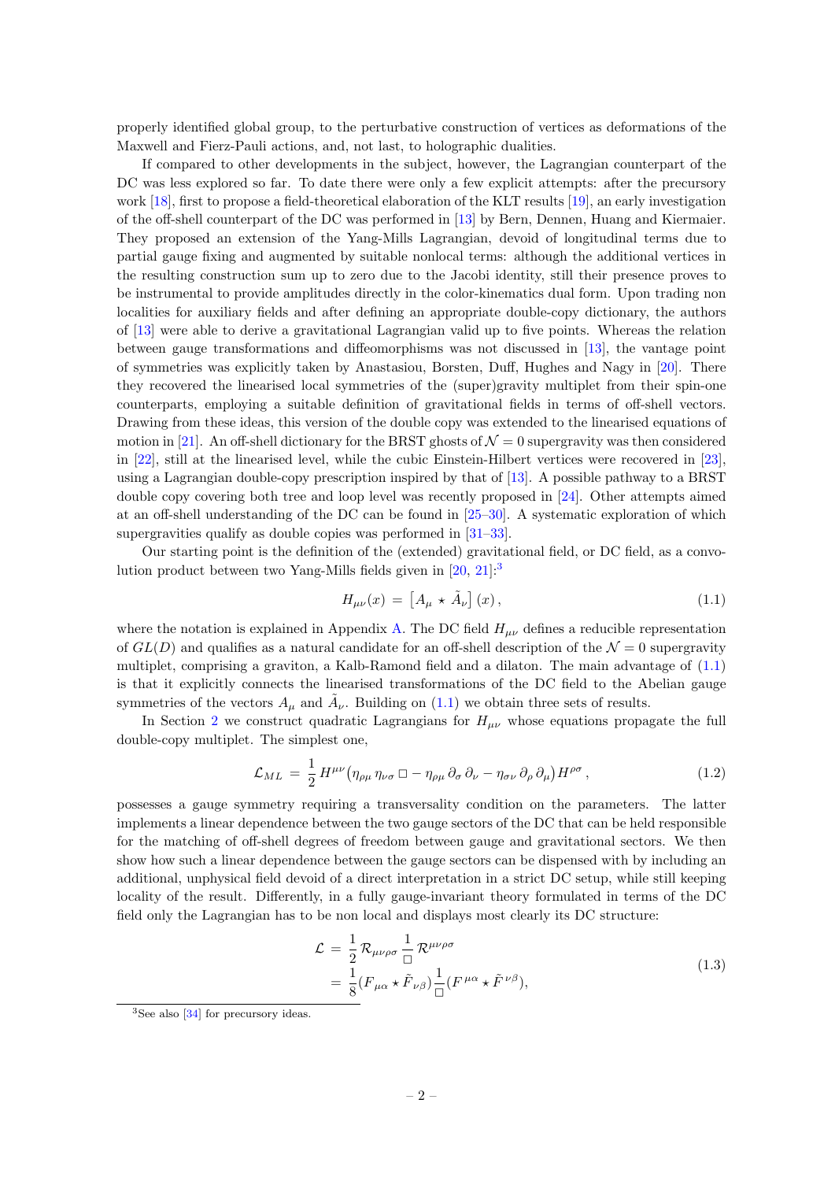properly identified global group, to the perturbative construction of vertices as deformations of the Maxwell and Fierz-Pauli actions, and, not last, to holographic dualities.

If compared to other developments in the subject, however, the Lagrangian counterpart of the DC was less explored so far. To date there were only a few explicit attempts: after the precursory work [18], first to propose a field-theoretical elaboration of the KLT results [19], an early investigation of the off-shell counterpart of the DC was performed in [13] by Bern, Dennen, Huang and Kiermaier. They proposed an extension of the Yang-Mills Lagrangian, devoid of longitudinal terms due to partial gauge fixing and augmented by suitable nonlocal terms: although the additional vertices in the resulting construction sum up to zero due to the Jacobi identity, still their presence proves to be instrumental to provide amplitudes directly in the color-kinematics dual form. Upon trading non localities for auxiliary fields and after defining an appropriate double-copy dictionary, the authors of [13] were able to derive a gravitational Lagrangian valid up to five points. Whereas the relation between gauge transformations and diffeomorphisms was not discussed in [13], the vantage point of symmetries was explicitly taken by Anastasiou, Borsten, Duff, Hughes and Nagy in [20]. There they recovered the linearised local symmetries of the (super)gravity multiplet from their spin-one counterparts, employing a suitable definition of gravitational fields in terms of off-shell vectors. Drawing from these ideas, this version of the double copy was extended to the linearised equations of motion in [21]. An off-shell dictionary for the BRST ghosts of $\mathcal{N}=0$ supergravity was then considered in [22], still at the linearised level, while the cubic Einstein-Hilbert vertices were recovered in [23], using a Lagrangian double-copy prescription inspired by that of [13]. A possible pathway to a BRST double copy covering both tree and loop level was recently proposed in [24]. Other attempts aimed at an off-shell understanding of the DC can be found in [25–30]. A systematic exploration of which supergravities qualify as double copies was performed in [31–33].

Our starting point is the definition of the (extended) gravitational field, or DC field, as a convolution product between two Yang-Mills fields given in [20, 21]:[3]

$$H_{\mu\nu}(x) \,=\, \left[A_\mu \star \tilde{A}_\nu\right](x)\,, \tag{1.1}$$

where the notation is explained in Appendix A. The DC field $H_{\mu\nu}$ defines a reducible representation of $GL(D)$ and qualifies as a natural candidate for an off-shell description of the $\mathcal{N}=0$ supergravity multiplet, comprising a graviton, a Kalb-Ramond field and a dilaton. The main advantage of (1.1) is that it explicitly connects the linearised transformations of the DC field to the Abelian gauge symmetries of the vectors $A_\mu$ and $\tilde{A}_\nu$. Building on (1.1) we obtain three sets of results.

In Section 2 we construct quadratic Lagrangians for $H_{\mu\nu}$ whose equations propagate the full double-copy multiplet. The simplest one,

$$\mathcal{L}_{ML} \,=\, \frac{1}{2}\, H^{\mu\nu}\big(\eta_{\rho\mu}\,\eta_{\nu\sigma}\,\Box - \eta_{\rho\mu}\,\partial_\sigma\,\partial_\nu - \eta_{\sigma\nu}\,\partial_\rho\,\partial_\mu\big)\,H^{\rho\sigma}\,, \tag{1.2}$$

possesses a gauge symmetry requiring a transversality condition on the parameters. The latter implements a linear dependence between the two gauge sectors of the DC that can be held responsible for the matching of off-shell degrees of freedom between gauge and gravitational sectors. We then show how such a linear dependence between the gauge sectors can be dispensed with by including an additional, unphysical field devoid of a direct interpretation in a strict DC setup, while still keeping locality of the result. Differently, in a fully gauge-invariant theory formulated in terms of the DC field only the Lagrangian has to be non local and displays most clearly its DC structure:

$$\begin{aligned}\mathcal{L} \,&=\, \frac{1}{2}\,\mathcal{R}_{\mu\nu\rho\sigma}\,\frac{1}{\Box}\,\mathcal{R}^{\mu\nu\rho\sigma} \\ &=\, \frac{1}{8}(F_{\mu\alpha}\star\tilde{F}_{\nu\beta})\frac{1}{\Box}(F^{\mu\alpha}\star\tilde{F}^{\nu\beta}),\end{aligned} \tag{1.3}$$

[3] See also [34] for precursory ideas.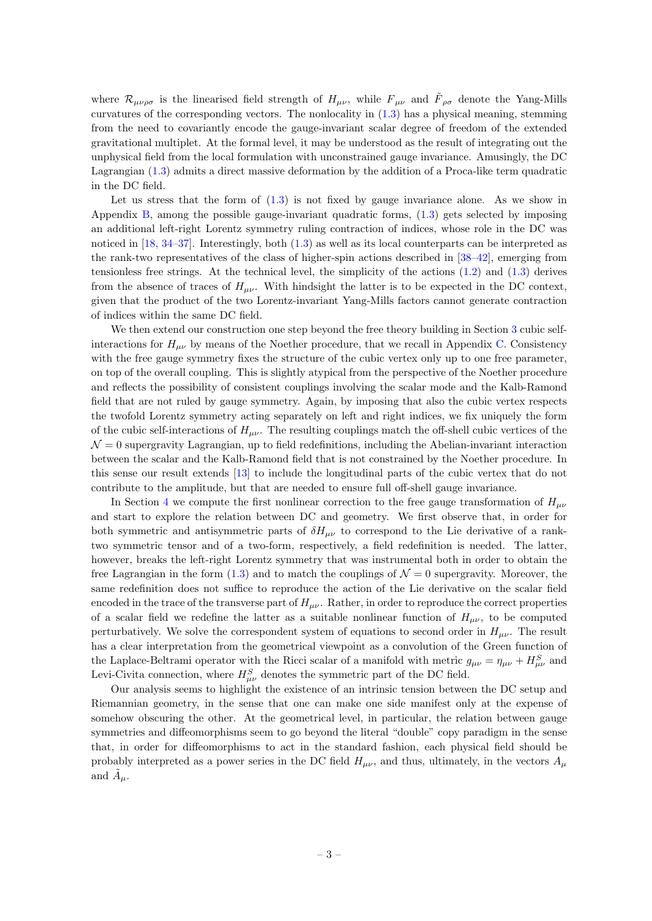where $\mathcal{R}_{\mu\nu\rho\sigma}$ is the linearised field strength of $H_{\mu\nu}$, while $F_{\mu\nu}$ and $\tilde{F}_{\rho\sigma}$ denote the Yang-Mills curvatures of the corresponding vectors. The nonlocality in (1.3) has a physical meaning, stemming from the need to covariantly encode the gauge-invariant scalar degree of freedom of the extended gravitational multiplet. At the formal level, it may be understood as the result of integrating out the unphysical field from the local formulation with unconstrained gauge invariance. Amusingly, the DC Lagrangian (1.3) admits a direct massive deformation by the addition of a Proca-like term quadratic in the DC field.

Let us stress that the form of (1.3) is not fixed by gauge invariance alone. As we show in Appendix B, among the possible gauge-invariant quadratic forms, (1.3) gets selected by imposing an additional left-right Lorentz symmetry ruling contraction of indices, whose role in the DC was noticed in [18, 34–37]. Interestingly, both (1.3) as well as its local counterparts can be interpreted as the rank-two representatives of the class of higher-spin actions described in [38–42], emerging from tensionless free strings. At the technical level, the simplicity of the actions (1.2) and (1.3) derives from the absence of traces of $H_{\mu\nu}$. With hindsight the latter is to be expected in the DC context, given that the product of the two Lorentz-invariant Yang-Mills factors cannot generate contraction of indices within the same DC field.

We then extend our construction one step beyond the free theory building in Section 3 cubic self-interactions for $H_{\mu\nu}$ by means of the Noether procedure, that we recall in Appendix C. Consistency with the free gauge symmetry fixes the structure of the cubic vertex only up to one free parameter, on top of the overall coupling. This is slightly atypical from the perspective of the Noether procedure and reflects the possibility of consistent couplings involving the scalar mode and the Kalb-Ramond field that are not ruled by gauge symmetry. Again, by imposing that also the cubic vertex respects the twofold Lorentz symmetry acting separately on left and right indices, we fix uniquely the form of the cubic self-interactions of $H_{\mu\nu}$. The resulting couplings match the off-shell cubic vertices of the $\mathcal{N}=0$ supergravity Lagrangian, up to field redefinitions, including the Abelian-invariant interaction between the scalar and the Kalb-Ramond field that is not constrained by the Noether procedure. In this sense our result extends [13] to include the longitudinal parts of the cubic vertex that do not contribute to the amplitude, but that are needed to ensure full off-shell gauge invariance.

In Section 4 we compute the first nonlinear correction to the free gauge transformation of $H_{\mu\nu}$ and start to explore the relation between DC and geometry. We first observe that, in order for both symmetric and antisymmetric parts of $\delta H_{\mu\nu}$ to correspond to the Lie derivative of a rank-two symmetric tensor and of a two-form, respectively, a field redefinition is needed. The latter, however, breaks the left-right Lorentz symmetry that was instrumental both in order to obtain the free Lagrangian in the form (1.3) and to match the couplings of $\mathcal{N}=0$ supergravity. Moreover, the same redefinition does not suffice to reproduce the action of the Lie derivative on the scalar field encoded in the trace of the transverse part of $H_{\mu\nu}$. Rather, in order to reproduce the correct properties of a scalar field we redefine the latter as a suitable nonlinear function of $H_{\mu\nu}$, to be computed perturbatively. We solve the correspondent system of equations to second order in $H_{\mu\nu}$. The result has a clear interpretation from the geometrical viewpoint as a convolution of the Green function of the Laplace-Beltrami operator with the Ricci scalar of a manifold with metric $g_{\mu\nu} = \eta_{\mu\nu} + H^S_{\mu\nu}$ and Levi-Civita connection, where $H^S_{\mu\nu}$ denotes the symmetric part of the DC field.

Our analysis seems to highlight the existence of an intrinsic tension between the DC setup and Riemannian geometry, in the sense that one can make one side manifest only at the expense of somehow obscuring the other. At the geometrical level, in particular, the relation between gauge symmetries and diffeomorphisms seem to go beyond the literal "double" copy paradigm in the sense that, in order for diffeomorphisms to act in the standard fashion, each physical field should be probably interpreted as a power series in the DC field $H_{\mu\nu}$, and thus, ultimately, in the vectors $A_\mu$ and $\tilde{A}_\mu$.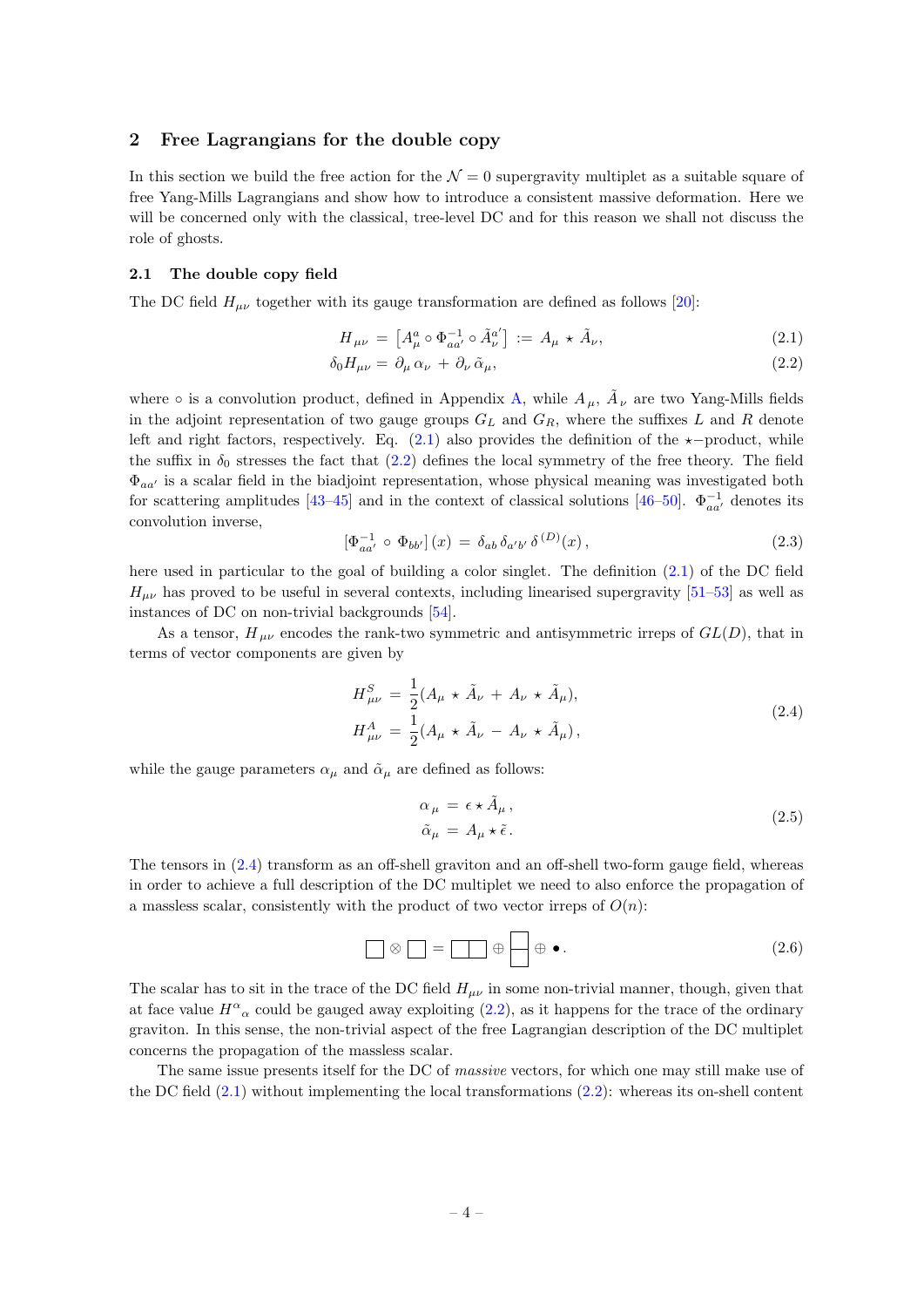## 2 Free Lagrangians for the double copy

In this section we build the free action for the $\mathcal{N}=0$ supergravity multiplet as a suitable square of free Yang-Mills Lagrangians and show how to introduce a consistent massive deformation. Here we will be concerned only with the classical, tree-level DC and for this reason we shall not discuss the role of ghosts.

### 2.1 The double copy field

The DC field $H_{\mu\nu}$ together with its gauge transformation are defined as follows [20]:

$$H_{\mu\nu} \,=\, \left[A^a_\mu \circ \Phi^{-1}_{aa'} \circ \tilde{A}^{a'}_\nu\right] \,:=\, A_\mu \star \tilde{A}_\nu, \tag{2.1}$$

$$\delta_0 H_{\mu\nu} = \partial_\mu \, \alpha_\nu \,+\, \partial_\nu \, \tilde{\alpha}_\mu, \tag{2.2}$$

where $\circ$ is a convolution product, defined in Appendix A, while $A_\mu$, $\tilde{A}_\nu$ are two Yang-Mills fields in the adjoint representation of two gauge groups $G_L$ and $G_R$, where the suffixes $L$ and $R$ denote left and right factors, respectively. Eq. (2.1) also provides the definition of the $\star-$product, while the suffix in $\delta_0$ stresses the fact that (2.2) defines the local symmetry of the free theory. The field $\Phi_{aa'}$ is a scalar field in the biadjoint representation, whose physical meaning was investigated both for scattering amplitudes [43–45] and in the context of classical solutions [46–50]. $\Phi^{-1}_{aa'}$ denotes its convolution inverse,

$$[\Phi^{-1}_{aa'} \,\circ\, \Phi_{bb'}]\,(x) \,=\, \delta_{ab}\,\delta_{a'b'}\,\delta^{\,(D)}(x)\,, \tag{2.3}$$

here used in particular to the goal of building a color singlet. The definition (2.1) of the DC field $H_{\mu\nu}$ has proved to be useful in several contexts, including linearised supergravity [51–53] as well as instances of DC on non-trivial backgrounds [54].

As a tensor, $H_{\mu\nu}$ encodes the rank-two symmetric and antisymmetric irreps of $GL(D)$, that in terms of vector components are given by

$$\begin{aligned} H^S_{\mu\nu} \,&=\, \frac{1}{2}(A_\mu \,\star\, \tilde{A}_\nu \,+\, A_\nu \,\star\, \tilde{A}_\mu), \\ H^A_{\mu\nu} \,&=\, \frac{1}{2}(A_\mu \,\star\, \tilde{A}_\nu \,-\, A_\nu \,\star\, \tilde{A}_\mu)\,, \end{aligned} \tag{2.4}$$

while the gauge parameters $\alpha_\mu$ and $\tilde{\alpha}_\mu$ are defined as follows:

$$\begin{aligned} \alpha_\mu \,&=\, \epsilon \star \tilde{A}_\mu\,, \\ \tilde{\alpha}_\mu \,&=\, A_\mu \star \tilde{\epsilon}\,. \end{aligned} \tag{2.5}$$

The tensors in (2.4) transform as an off-shell graviton and an off-shell two-form gauge field, whereas in order to achieve a full description of the DC multiplet we need to also enforce the propagation of a massless scalar, consistently with the product of two vector irreps of $O(n)$:

$$\square \otimes \square = \square\!\square \oplus \begin{smallmatrix}\square\\\square\end{smallmatrix} \oplus \bullet\,. \tag{2.6}$$

The scalar has to sit in the trace of the DC field $H_{\mu\nu}$ in some non-trivial manner, though, given that at face value $H^\alpha{}_\alpha$ could be gauged away exploiting (2.2), as it happens for the trace of the ordinary graviton. In this sense, the non-trivial aspect of the free Lagrangian description of the DC multiplet concerns the propagation of the massless scalar.

The same issue presents itself for the DC of *massive* vectors, for which one may still make use of the DC field (2.1) without implementing the local transformations (2.2): whereas its on-shell content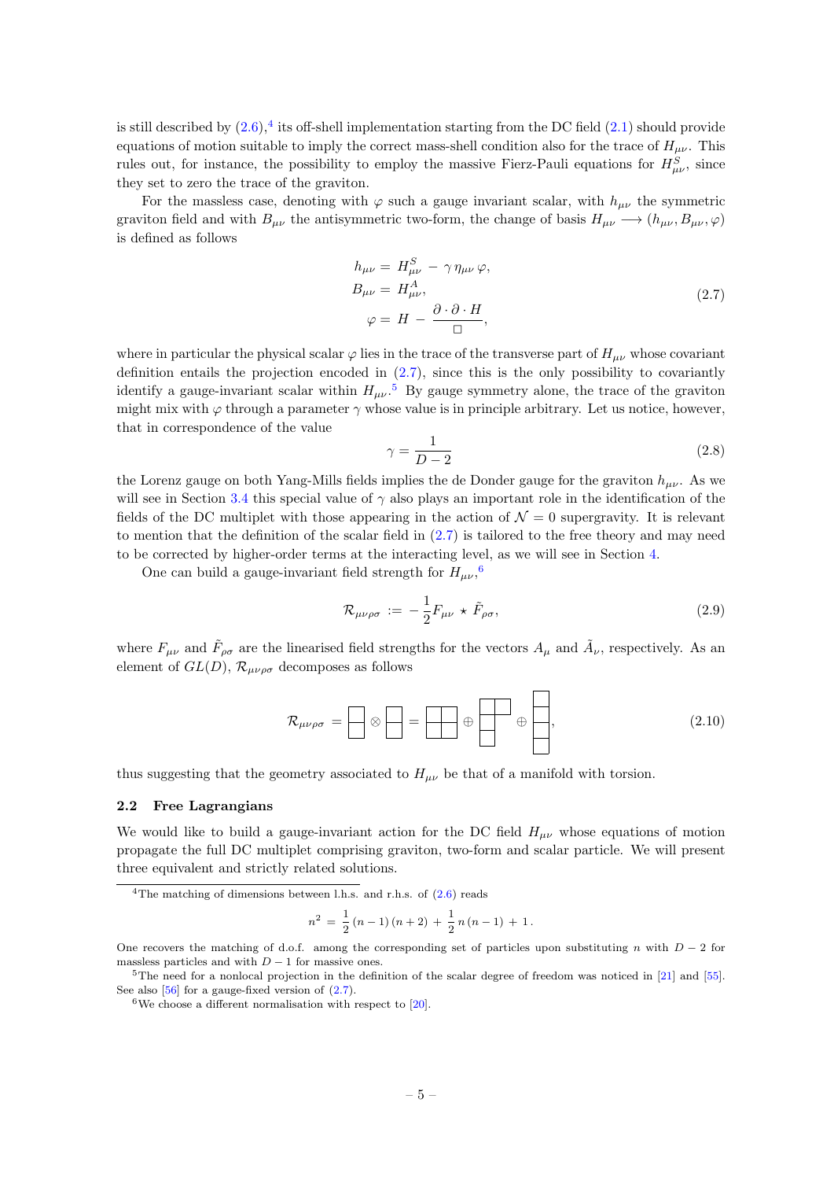is still described by (2.6),[4] its off-shell implementation starting from the DC field (2.1) should provide equations of motion suitable to imply the correct mass-shell condition also for the trace of $H_{\mu\nu}$. This rules out, for instance, the possibility to employ the massive Fierz-Pauli equations for $H^S_{\mu\nu}$, since they set to zero the trace of the graviton.

For the massless case, denoting with $\varphi$ such a gauge invariant scalar, with $h_{\mu\nu}$ the symmetric graviton field and with $B_{\mu\nu}$ the antisymmetric two-form, the change of basis $H_{\mu\nu} \longrightarrow (h_{\mu\nu}, B_{\mu\nu}, \varphi)$ is defined as follows

$$
\begin{aligned}
h_{\mu\nu} &= H^S_{\mu\nu} - \gamma\, \eta_{\mu\nu}\, \varphi, \\
B_{\mu\nu} &= H^A_{\mu\nu}, \\
\varphi &= H - \frac{\partial \cdot \partial \cdot H}{\Box},
\end{aligned}
\tag{2.7}
$$

where in particular the physical scalar $\varphi$ lies in the trace of the transverse part of $H_{\mu\nu}$ whose covariant definition entails the projection encoded in (2.7), since this is the only possibility to covariantly identify a gauge-invariant scalar within $H_{\mu\nu}$.[5] By gauge symmetry alone, the trace of the graviton might mix with $\varphi$ through a parameter $\gamma$ whose value is in principle arbitrary. Let us notice, however, that in correspondence of the value

$$
\gamma = \frac{1}{D-2}
\tag{2.8}
$$

the Lorenz gauge on both Yang-Mills fields implies the de Donder gauge for the graviton $h_{\mu\nu}$. As we will see in Section 3.4 this special value of $\gamma$ also plays an important role in the identification of the fields of the DC multiplet with those appearing in the action of $\mathcal{N} = 0$ supergravity. It is relevant to mention that the definition of the scalar field in (2.7) is tailored to the free theory and may need to be corrected by higher-order terms at the interacting level, as we will see in Section 4.

One can build a gauge-invariant field strength for $H_{\mu\nu}$,[6]

$$
\mathcal{R}_{\mu\nu\rho\sigma} := -\frac{1}{2} F_{\mu\nu} \star \tilde{F}_{\rho\sigma},
\tag{2.9}
$$

where $F_{\mu\nu}$ and $\tilde{F}_{\rho\sigma}$ are the linearised field strengths for the vectors $A_\mu$ and $\tilde{A}_\nu$, respectively. As an element of $GL(D)$, $\mathcal{R}_{\mu\nu\rho\sigma}$ decomposes as follows

$$
\mathcal{R}_{\mu\nu\rho\sigma} = \yng(1,1) \otimes \yng(1,1) = \yng(2,2) \oplus \yng(2,1,1) \oplus \yng(1,1,1,1),
\tag{2.10}
$$

thus suggesting that the geometry associated to $H_{\mu\nu}$ be that of a manifold with torsion.

### 2.2 Free Lagrangians

We would like to build a gauge-invariant action for the DC field $H_{\mu\nu}$ whose equations of motion propagate the full DC multiplet comprising graviton, two-form and scalar particle. We will present three equivalent and strictly related solutions.

---

[4] The matching of dimensions between l.h.s. and r.h.s. of (2.6) reads

$$
n^2 = \frac{1}{2}(n-1)(n+2) + \frac{1}{2}n(n-1) + 1\,.
$$

One recovers the matching of d.o.f. among the corresponding set of particles upon substituting $n$ with $D-2$ for massless particles and with $D-1$ for massive ones.

[5] The need for a nonlocal projection in the definition of the scalar degree of freedom was noticed in [21] and [55]. See also [56] for a gauge-fixed version of (2.7).

[6] We choose a different normalisation with respect to [20].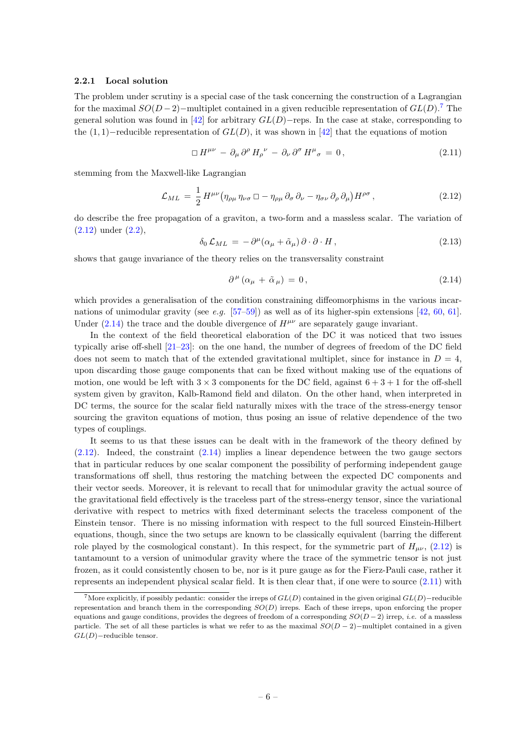#### 2.2.1 Local solution

The problem under scrutiny is a special case of the task concerning the construction of a Lagrangian for the maximal $SO(D-2)-$multiplet contained in a given reducible representation of $GL(D)$.[7] The general solution was found in [42] for arbitrary $GL(D)-$reps. In the case at stake, corresponding to the $(1,1)-$reducible representation of $GL(D)$, it was shown in [42] that the equations of motion

$$\Box\, H^{\mu\nu} \,-\, \partial_\mu\, \partial^\rho\, H_\rho{}^\nu \,-\, \partial_\nu\, \partial^\sigma\, H^\mu{}_\sigma \,=\, 0\,, \tag{2.11}$$

stemming from the Maxwell-like Lagrangian

$$\mathcal{L}_{ML} \,=\, \frac{1}{2}\, H^{\mu\nu} \big(\eta_{\rho\mu}\, \eta_{\nu\sigma}\, \Box - \eta_{\rho\mu}\, \partial_\sigma\, \partial_\nu - \eta_{\sigma\nu}\, \partial_\rho\, \partial_\mu\big) H^{\rho\sigma}\,, \tag{2.12}$$

do describe the free propagation of a graviton, a two-form and a massless scalar. The variation of (2.12) under (2.2),

$$\delta_0\, \mathcal{L}_{ML} \,=\, -\, \partial^\mu (\alpha_\mu + \tilde{\alpha}_\mu)\, \partial \cdot \partial \cdot H\,, \tag{2.13}$$

shows that gauge invariance of the theory relies on the transversality constraint

$$\partial^{\,\mu} \left(\alpha_\mu \,+\, \tilde{\alpha}_{\,\mu}\right) \,=\, 0\,, \tag{2.14}$$

which provides a generalisation of the condition constraining diffeomorphisms in the various incarnations of unimodular gravity (see *e.g.* [57–59]) as well as of its higher-spin extensions [42, 60, 61]. Under (2.14) the trace and the double divergence of $H^{\mu\nu}$ are separately gauge invariant.

In the context of the field theoretical elaboration of the DC it was noticed that two issues typically arise off-shell [21–23]: on the one hand, the number of degrees of freedom of the DC field does not seem to match that of the extended gravitational multiplet, since for instance in $D = 4$, upon discarding those gauge components that can be fixed without making use of the equations of motion, one would be left with $3 \times 3$ components for the DC field, against $6 + 3 + 1$ for the off-shell system given by graviton, Kalb-Ramond field and dilaton. On the other hand, when interpreted in DC terms, the source for the scalar field naturally mixes with the trace of the stress-energy tensor sourcing the graviton equations of motion, thus posing an issue of relative dependence of the two types of couplings.

It seems to us that these issues can be dealt with in the framework of the theory defined by (2.12). Indeed, the constraint (2.14) implies a linear dependence between the two gauge sectors that in particular reduces by one scalar component the possibility of performing independent gauge transformations off shell, thus restoring the matching between the expected DC components and their vector seeds. Moreover, it is relevant to recall that for unimodular gravity the actual source of the gravitational field effectively is the traceless part of the stress-energy tensor, since the variational derivative with respect to metrics with fixed determinant selects the traceless component of the Einstein tensor. There is no missing information with respect to the full sourced Einstein-Hilbert equations, though, since the two setups are known to be classically equivalent (barring the different role played by the cosmological constant). In this respect, for the symmetric part of $H_{\mu\nu}$, (2.12) is tantamount to a version of unimodular gravity where the trace of the symmetric tensor is not just frozen, as it could consistently chosen to be, nor is it pure gauge as for the Fierz-Pauli case, rather it represents an independent physical scalar field. It is then clear that, if one were to source (2.11) with

[7] More explicitly, if possibly pedantic: consider the irreps of $GL(D)$ contained in the given original $GL(D)-$reducible representation and branch them in the corresponding $SO(D)$ irreps. Each of these irreps, upon enforcing the proper equations and gauge conditions, provides the degrees of freedom of a corresponding $SO(D-2)$ irrep, *i.e.* of a massless particle. The set of all these particles is what we refer to as the maximal $SO(D-2)-$multiplet contained in a given $GL(D)-$reducible tensor.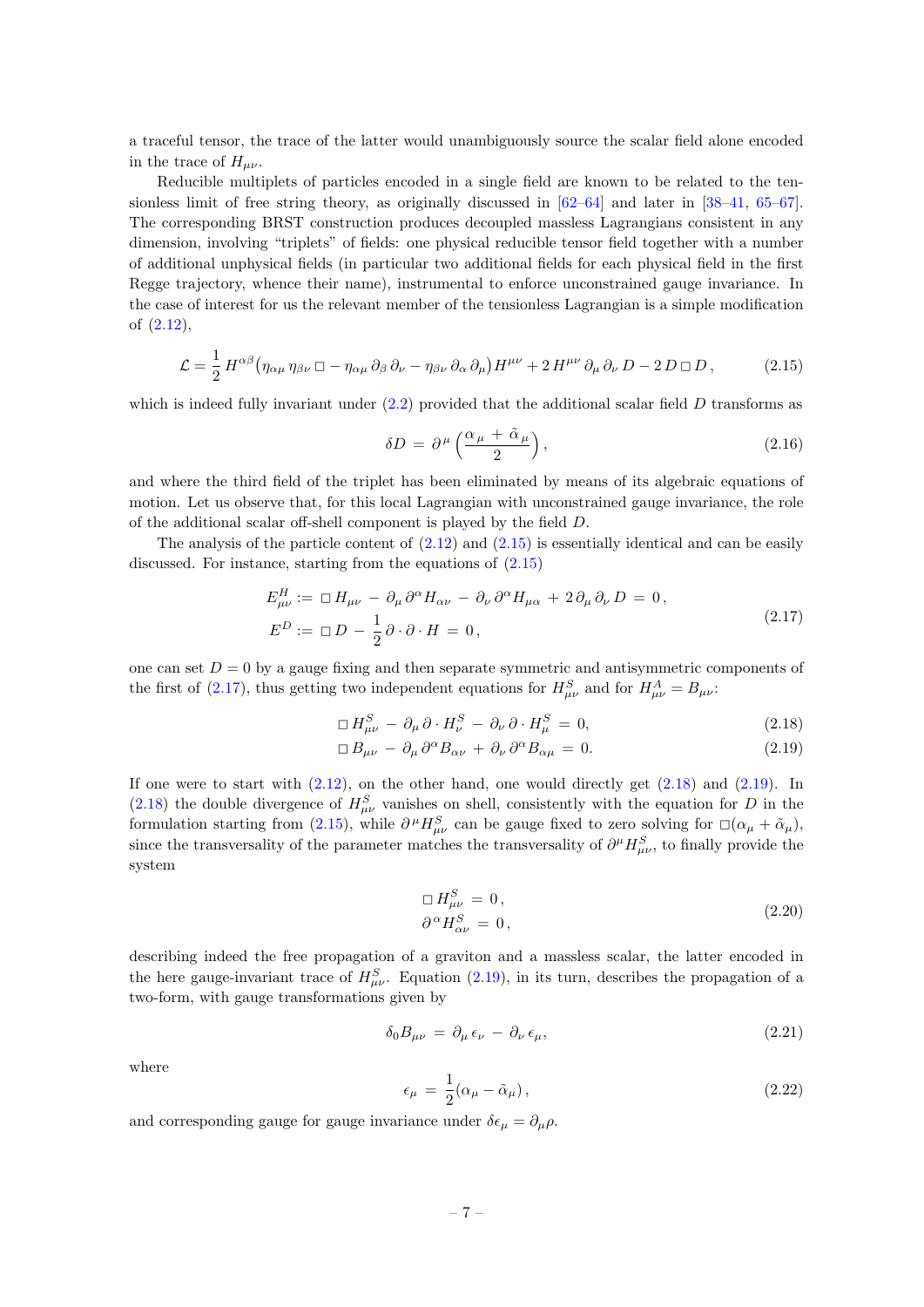a traceful tensor, the trace of the latter would unambiguously source the scalar field alone encoded in the trace of $H_{\mu\nu}$.

Reducible multiplets of particles encoded in a single field are known to be related to the tensionless limit of free string theory, as originally discussed in [62–64] and later in [38–41, 65–67]. The corresponding BRST construction produces decoupled massless Lagrangians consistent in any dimension, involving "triplets" of fields: one physical reducible tensor field together with a number of additional unphysical fields (in particular two additional fields for each physical field in the first Regge trajectory, whence their name), instrumental to enforce unconstrained gauge invariance. In the case of interest for us the relevant member of the tensionless Lagrangian is a simple modification of (2.12),

$$\mathcal{L} = \frac{1}{2}\, H^{\alpha\beta}\big(\eta_{\alpha\mu}\,\eta_{\beta\nu}\,\Box - \eta_{\alpha\mu}\,\partial_\beta\,\partial_\nu - \eta_{\beta\nu}\,\partial_\alpha\,\partial_\mu\big)H^{\mu\nu} + 2\,H^{\mu\nu}\,\partial_\mu\,\partial_\nu\,D - 2\,D\,\Box\,D\,, \tag{2.15}$$

which is indeed fully invariant under (2.2) provided that the additional scalar field $D$ transforms as

$$\delta D \,=\, \partial^{\mu}\left(\frac{\alpha_\mu \,+\, \tilde{\alpha}_\mu}{2}\right), \tag{2.16}$$

and where the third field of the triplet has been eliminated by means of its algebraic equations of motion. Let us observe that, for this local Lagrangian with unconstrained gauge invariance, the role of the additional scalar off-shell component is played by the field $D$.

The analysis of the particle content of (2.12) and (2.15) is essentially identical and can be easily discussed. For instance, starting from the equations of (2.15)

$$\begin{aligned}
E^{H}_{\mu\nu} &:= \Box\, H_{\mu\nu} \,-\, \partial_\mu\,\partial^\alpha H_{\alpha\nu} \,-\, \partial_\nu\,\partial^\alpha H_{\mu\alpha} \,+\, 2\,\partial_\mu\,\partial_\nu\,D \,=\, 0\,,\\
E^{D} &:= \Box\, D \,-\, \frac{1}{2}\,\partial\cdot\partial\cdot H \,=\, 0\,,
\end{aligned} \tag{2.17}$$

one can set $D = 0$ by a gauge fixing and then separate symmetric and antisymmetric components of the first of (2.17), thus getting two independent equations for $H^{S}_{\mu\nu}$ and for $H^{A}_{\mu\nu} = B_{\mu\nu}$:

$$\Box\, H^{S}_{\mu\nu} \,-\, \partial_\mu\,\partial\cdot H^{S}_{\nu} \,-\, \partial_\nu\,\partial\cdot H^{S}_{\mu} \,=\, 0, \tag{2.18}$$

$$\Box\, B_{\mu\nu} \,-\, \partial_\mu\,\partial^\alpha B_{\alpha\nu} \,+\, \partial_\nu\,\partial^\alpha B_{\alpha\mu} \,=\, 0. \tag{2.19}$$

If one were to start with (2.12), on the other hand, one would directly get (2.18) and (2.19). In (2.18) the double divergence of $H^{S}_{\mu\nu}$ vanishes on shell, consistently with the equation for $D$ in the formulation starting from (2.15), while $\partial^{\mu} H^{S}_{\mu\nu}$ can be gauge fixed to zero solving for $\Box(\alpha_\mu + \tilde{\alpha}_\mu)$, since the transversality of the parameter matches the transversality of $\partial^{\mu} H^{S}_{\mu\nu}$, to finally provide the system

$$\begin{aligned}
\Box\, H^{S}_{\mu\nu} &= 0\,,\\
\partial^{\alpha} H^{S}_{\alpha\nu} &= 0\,,
\end{aligned} \tag{2.20}$$

describing indeed the free propagation of a graviton and a massless scalar, the latter encoded in the here gauge-invariant trace of $H^{S}_{\mu\nu}$. Equation (2.19), in its turn, describes the propagation of a two-form, with gauge transformations given by

$$\delta_0 B_{\mu\nu} \,=\, \partial_\mu\,\epsilon_\nu \,-\, \partial_\nu\,\epsilon_\mu, \tag{2.21}$$

where

$$\epsilon_\mu \,=\, \frac{1}{2}(\alpha_\mu - \tilde{\alpha}_\mu)\,, \tag{2.22}$$

and corresponding gauge for gauge invariance under $\delta\epsilon_\mu = \partial_\mu \rho$.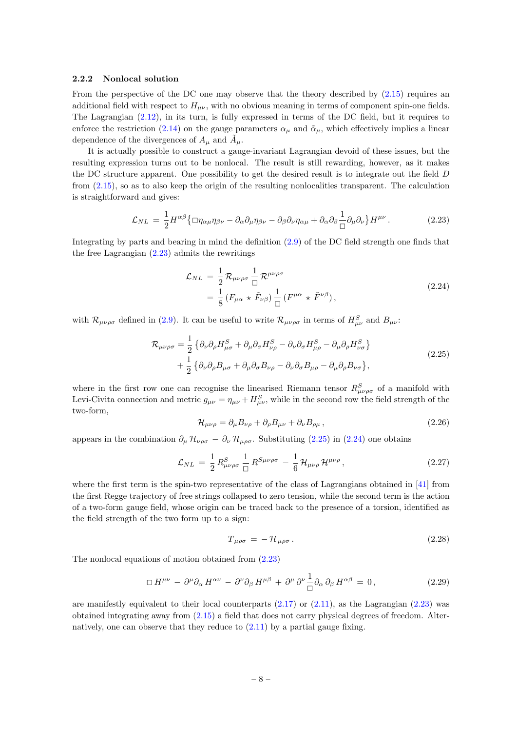### 2.2.2 Nonlocal solution

From the perspective of the DC one may observe that the theory described by (2.15) requires an additional field with respect to $H_{\mu\nu}$, with no obvious meaning in terms of component spin-one fields. The Lagrangian (2.12), in its turn, is fully expressed in terms of the DC field, but it requires to enforce the restriction (2.14) on the gauge parameters $\alpha_\mu$ and $\tilde{\alpha}_\mu$, which effectively implies a linear dependence of the divergences of $A_\mu$ and $\tilde{A}_\mu$.

It is actually possible to construct a gauge-invariant Lagrangian devoid of these issues, but the resulting expression turns out to be nonlocal. The result is still rewarding, however, as it makes the DC structure apparent. One possibility to get the desired result is to integrate out the field $D$ from (2.15), so as to also keep the origin of the resulting nonlocalities transparent. The calculation is straightforward and gives:

$$\mathcal{L}_{NL} \,=\, \frac{1}{2} H^{\alpha\beta} \big\{ \Box \eta_{\alpha\mu}\eta_{\beta\nu} - \partial_\alpha \partial_\mu \eta_{\beta\nu} - \partial_\beta \partial_\nu \eta_{\alpha\mu} + \partial_\alpha \partial_\beta \frac{1}{\Box} \partial_\mu \partial_\nu \big\} H^{\mu\nu} \,. \tag{2.23}$$

Integrating by parts and bearing in mind the definition (2.9) of the DC field strength one finds that the free Lagrangian (2.23) admits the rewritings

$$\begin{aligned} \mathcal{L}_{NL} \,&=\, \frac{1}{2}\, \mathcal{R}_{\mu\nu\rho\sigma} \, \frac{1}{\Box} \, \mathcal{R}^{\mu\nu\rho\sigma} \\ &=\, \frac{1}{8}\, (F_{\mu\alpha} \,\star\, \tilde{F}_{\nu\beta}) \, \frac{1}{\Box} \, (F^{\mu\alpha} \,\star\, \tilde{F}^{\nu\beta}) \,, \end{aligned} \tag{2.24}$$

with $\mathcal{R}_{\mu\nu\rho\sigma}$ defined in (2.9). It can be useful to write $\mathcal{R}_{\mu\nu\rho\sigma}$ in terms of $H^S_{\mu\nu}$ and $B_{\mu\nu}$:

$$\begin{aligned} \mathcal{R}_{\mu\nu\rho\sigma} &= \frac{1}{2} \left\{ \partial_\nu \partial_\rho H^S_{\mu\sigma} + \partial_\mu \partial_\sigma H^S_{\nu\rho} - \partial_\nu \partial_\sigma H^S_{\mu\rho} - \partial_\mu \partial_\rho H^S_{\nu\sigma} \right\} \\ &+ \frac{1}{2} \left\{ \partial_\nu \partial_\rho B_{\mu\sigma} + \partial_\mu \partial_\sigma B_{\nu\rho} - \partial_\nu \partial_\sigma B_{\mu\rho} - \partial_\mu \partial_\rho B_{\nu\sigma} \right\}, \end{aligned} \tag{2.25}$$

where in the first row one can recognise the linearised Riemann tensor $R^S_{\mu\nu\rho\sigma}$ of a manifold with Levi-Civita connection and metric $g_{\mu\nu} = \eta_{\mu\nu} + H^S_{\mu\nu}$, while in the second row the field strength of the two-form,

$$\mathcal{H}_{\mu\nu\rho} = \partial_\mu B_{\nu\rho} + \partial_\rho B_{\mu\nu} + \partial_\nu B_{\rho\mu} \,, \tag{2.26}$$

appears in the combination $\partial_\mu \, \mathcal{H}_{\nu\rho\sigma} \,-\, \partial_\nu \, \mathcal{H}_{\mu\rho\sigma}$. Substituting (2.25) in (2.24) one obtains

$$\mathcal{L}_{NL} \,=\, \frac{1}{2}\, R^S_{\mu\nu\rho\sigma} \, \frac{1}{\Box} \, R^{S\mu\nu\rho\sigma} \,-\, \frac{1}{6}\, \mathcal{H}_{\mu\nu\rho} \, \mathcal{H}^{\mu\nu\rho} \,, \tag{2.27}$$

where the first term is the spin-two representative of the class of Lagrangians obtained in [41] from the first Regge trajectory of free strings collapsed to zero tension, while the second term is the action of a two-form gauge field, whose origin can be traced back to the presence of a torsion, identified as the field strength of the two form up to a sign:

$$T_{\,\mu\rho\sigma} \,=\, -\, \mathcal{H}_{\,\mu\rho\sigma} \,. \tag{2.28}$$

The nonlocal equations of motion obtained from (2.23)

$$\Box\, H^{\mu\nu} \,-\, \partial^\mu \partial_\alpha \, H^{\alpha\nu} \,-\, \partial^\nu \partial_\beta \, H^{\mu\beta} \,+\, \partial^\mu \, \partial^\nu \, \frac{1}{\Box} \partial_\alpha \, \partial_\beta \, H^{\alpha\beta} \,=\, 0 \,, \tag{2.29}$$

are manifestly equivalent to their local counterparts (2.17) or (2.11), as the Lagrangian (2.23) was obtained integrating away from (2.15) a field that does not carry physical degrees of freedom. Alternatively, one can observe that they reduce to (2.11) by a partial gauge fixing.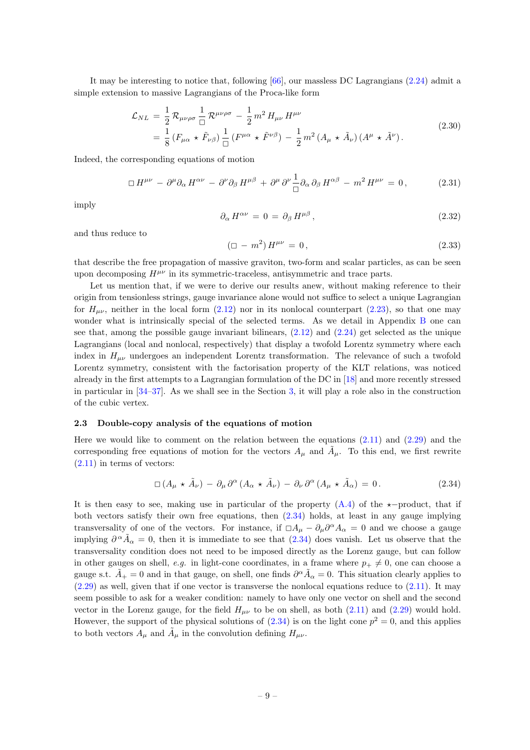It may be interesting to notice that, following [66], our massless DC Lagrangians (2.24) admit a simple extension to massive Lagrangians of the Proca-like form

$$
\begin{aligned}
\mathcal{L}_{NL} &= \frac{1}{2}\,\mathcal{R}_{\mu\nu\rho\sigma}\,\frac{1}{\Box}\,\mathcal{R}^{\mu\nu\rho\sigma} \,-\, \frac{1}{2}\,m^2\,H_{\mu\nu}\,H^{\mu\nu} \\
&= \frac{1}{8}\,(F_{\mu\alpha}\,\star\,\tilde{F}_{\nu\beta})\,\frac{1}{\Box}\,(F^{\mu\alpha}\,\star\,\tilde{F}^{\nu\beta}) \,-\, \frac{1}{2}\,m^2\,(A_\mu\,\star\,\tilde{A}_\nu)\,(A^\mu\,\star\,\tilde{A}^\nu)\,.
\end{aligned}
\tag{2.30}
$$

Indeed, the corresponding equations of motion

$$
\Box\,H^{\mu\nu} \,-\, \partial^\mu\partial_\alpha\,H^{\alpha\nu} \,-\, \partial^\nu\partial_\beta\,H^{\mu\beta} \,+\, \partial^\mu\,\partial^\nu\,\frac{1}{\Box}\partial_\alpha\,\partial_\beta\,H^{\alpha\beta} \,-\, m^2\,H^{\mu\nu} \,=\, 0\,,
\tag{2.31}
$$

imply

$$
\partial_\alpha\,H^{\alpha\nu} \,=\, 0 \,=\, \partial_\beta\,H^{\mu\beta}\,,
\tag{2.32}
$$

and thus reduce to

$$
(\Box\,-\,m^2)\,H^{\mu\nu} \,=\, 0\,,
\tag{2.33}
$$

that describe the free propagation of massive graviton, two-form and scalar particles, as can be seen upon decomposing $H^{\mu\nu}$ in its symmetric-traceless, antisymmetric and trace parts.

Let us mention that, if we were to derive our results anew, without making reference to their origin from tensionless strings, gauge invariance alone would not suffice to select a unique Lagrangian for $H_{\mu\nu}$, neither in the local form (2.12) nor in its nonlocal counterpart (2.23), so that one may wonder what is intrinsically special of the selected terms. As we detail in Appendix B one can see that, among the possible gauge invariant bilinears, (2.12) and (2.24) get selected as the unique Lagrangians (local and nonlocal, respectively) that display a twofold Lorentz symmetry where each index in $H_{\mu\nu}$ undergoes an independent Lorentz transformation. The relevance of such a twofold Lorentz symmetry, consistent with the factorisation property of the KLT relations, was noticed already in the first attempts to a Lagrangian formulation of the DC in [18] and more recently stressed in particular in [34–37]. As we shall see in the Section 3, it will play a role also in the construction of the cubic vertex.

### 2.3 Double-copy analysis of the equations of motion

Here we would like to comment on the relation between the equations (2.11) and (2.29) and the corresponding free equations of motion for the vectors $A_\mu$ and $\tilde{A}_\mu$. To this end, we first rewrite (2.11) in terms of vectors:

$$
\Box\,(A_\mu\,\star\,\tilde{A}_\nu) \,-\, \partial_\mu\,\partial^\alpha\,(A_\alpha\,\star\,\tilde{A}_\nu) \,-\, \partial_\nu\,\partial^\alpha\,(A_\mu\,\star\,\tilde{A}_\alpha) \,=\, 0\,.
\tag{2.34}
$$

It is then easy to see, making use in particular of the property (A.4) of the $\star$−product, that if both vectors satisfy their own free equations, then (2.34) holds, at least in any gauge implying transversality of one of the vectors. For instance, if $\Box A_\mu - \partial_\mu\partial^\alpha A_\alpha = 0$ and we choose a gauge implying $\partial^\alpha\tilde{A}_\alpha = 0$, then it is immediate to see that (2.34) does vanish. Let us observe that the transversality condition does not need to be imposed directly as the Lorenz gauge, but can follow in other gauges on shell, *e.g.* in light-cone coordinates, in a frame where $p_+ \neq 0$, one can choose a gauge s.t. $\tilde{A}_+ = 0$ and in that gauge, on shell, one finds $\partial^\alpha\tilde{A}_\alpha = 0$. This situation clearly applies to (2.29) as well, given that if one vector is transverse the nonlocal equations reduce to (2.11). It may seem possible to ask for a weaker condition: namely to have only one vector on shell and the second vector in the Lorenz gauge, for the field $H_{\mu\nu}$ to be on shell, as both (2.11) and (2.29) would hold. However, the support of the physical solutions of (2.34) is on the light cone $p^2 = 0$, and this applies to both vectors $A_\mu$ and $\tilde{A}_\mu$ in the convolution defining $H_{\mu\nu}$.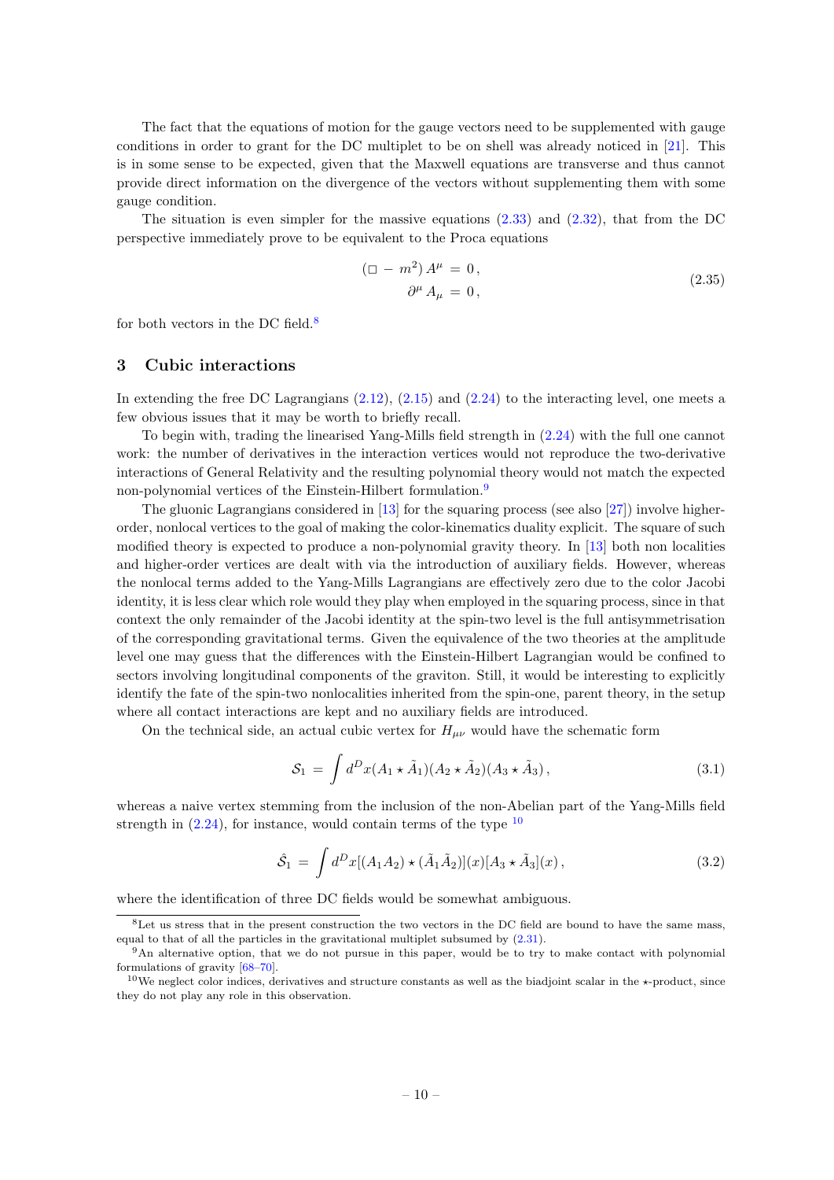The fact that the equations of motion for the gauge vectors need to be supplemented with gauge conditions in order to grant for the DC multiplet to be on shell was already noticed in [21]. This is in some sense to be expected, given that the Maxwell equations are transverse and thus cannot provide direct information on the divergence of the vectors without supplementing them with some gauge condition.

The situation is even simpler for the massive equations (2.33) and (2.32), that from the DC perspective immediately prove to be equivalent to the Proca equations

$$
\begin{aligned}
(\Box - m^2)\, A^{\mu} &= 0\,, \\
\partial^{\mu} A_{\mu} &= 0\,,
\end{aligned}
\tag{2.35}
$$

for both vectors in the DC field.[8]

## 3 Cubic interactions

In extending the free DC Lagrangians (2.12), (2.15) and (2.24) to the interacting level, one meets a few obvious issues that it may be worth to briefly recall.

To begin with, trading the linearised Yang-Mills field strength in (2.24) with the full one cannot work: the number of derivatives in the interaction vertices would not reproduce the two-derivative interactions of General Relativity and the resulting polynomial theory would not match the expected non-polynomial vertices of the Einstein-Hilbert formulation.[9]

The gluonic Lagrangians considered in [13] for the squaring process (see also [27]) involve higher-order, nonlocal vertices to the goal of making the color-kinematics duality explicit. The square of such modified theory is expected to produce a non-polynomial gravity theory. In [13] both non localities and higher-order vertices are dealt with via the introduction of auxiliary fields. However, whereas the nonlocal terms added to the Yang-Mills Lagrangians are effectively zero due to the color Jacobi identity, it is less clear which role would they play when employed in the squaring process, since in that context the only remainder of the Jacobi identity at the spin-two level is the full antisymmetrisation of the corresponding gravitational terms. Given the equivalence of the two theories at the amplitude level one may guess that the differences with the Einstein-Hilbert Lagrangian would be confined to sectors involving longitudinal components of the graviton. Still, it would be interesting to explicitly identify the fate of the spin-two nonlocalities inherited from the spin-one, parent theory, in the setup where all contact interactions are kept and no auxiliary fields are introduced.

On the technical side, an actual cubic vertex for $H_{\mu\nu}$ would have the schematic form

$$
\mathcal{S}_1 \,=\, \int d^D x (A_1 \star \tilde{A}_1)(A_2 \star \tilde{A}_2)(A_3 \star \tilde{A}_3)\,,
\tag{3.1}
$$

whereas a naive vertex stemming from the inclusion of the non-Abelian part of the Yang-Mills field strength in (2.24), for instance, would contain terms of the type [10]

$$
\hat{\mathcal{S}}_1 \,=\, \int d^D x [(A_1 A_2) \star (\tilde{A}_1 \tilde{A}_2)](x)[A_3 \star \tilde{A}_3](x)\,,
\tag{3.2}
$$

where the identification of three DC fields would be somewhat ambiguous.

---

[8] Let us stress that in the present construction the two vectors in the DC field are bound to have the same mass, equal to that of all the particles in the gravitational multiplet subsumed by (2.31).

[9] An alternative option, that we do not pursue in this paper, would be to try to make contact with polynomial formulations of gravity [68–70].

[10] We neglect color indices, derivatives and structure constants as well as the biadjoint scalar in the $\star$-product, since they do not play any role in this observation.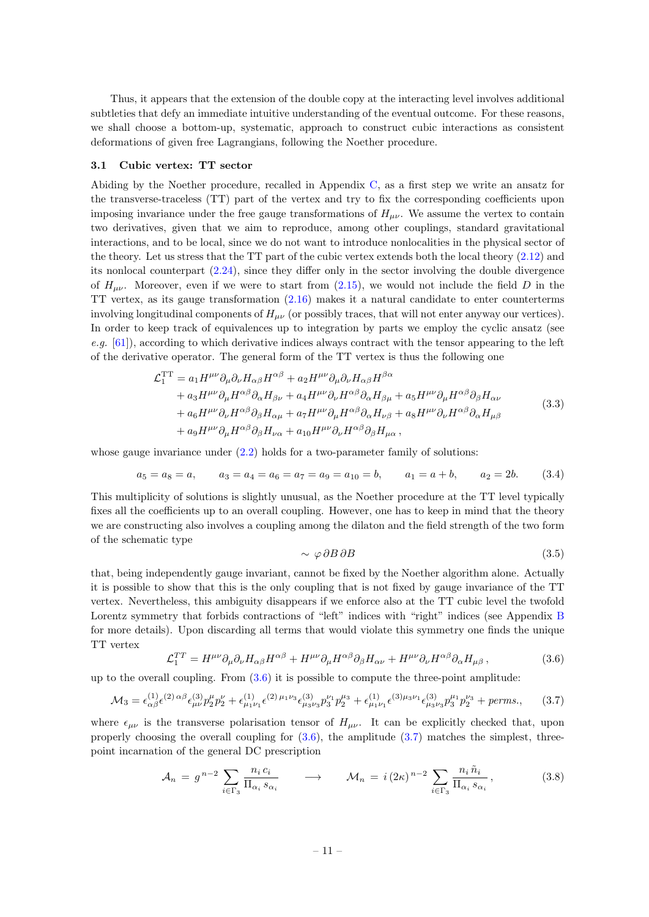Thus, it appears that the extension of the double copy at the interacting level involves additional subtleties that defy an immediate intuitive understanding of the eventual outcome. For these reasons, we shall choose a bottom-up, systematic, approach to construct cubic interactions as consistent deformations of given free Lagrangians, following the Noether procedure.

### 3.1 Cubic vertex: TT sector

Abiding by the Noether procedure, recalled in Appendix C, as a first step we write an ansatz for the transverse-traceless (TT) part of the vertex and try to fix the corresponding coefficients upon imposing invariance under the free gauge transformations of $H_{\mu\nu}$. We assume the vertex to contain two derivatives, given that we aim to reproduce, among other couplings, standard gravitational interactions, and to be local, since we do not want to introduce nonlocalities in the physical sector of the theory. Let us stress that the TT part of the cubic vertex extends both the local theory (2.12) and its nonlocal counterpart (2.24), since they differ only in the sector involving the double divergence of $H_{\mu\nu}$. Moreover, even if we were to start from (2.15), we would not include the field $D$ in the TT vertex, as its gauge transformation (2.16) makes it a natural candidate to enter counterterms involving longitudinal components of $H_{\mu\nu}$ (or possibly traces, that will not enter anyway our vertices). In order to keep track of equivalences up to integration by parts we employ the cyclic ansatz (see *e.g.* [61]), according to which derivative indices always contract with the tensor appearing to the left of the derivative operator. The general form of the TT vertex is thus the following one

$$
\begin{aligned}
\mathcal{L}_1^{\mathrm{TT}} &= a_1 H^{\mu\nu}\partial_\mu\partial_\nu H_{\alpha\beta}H^{\alpha\beta} + a_2 H^{\mu\nu}\partial_\mu\partial_\nu H_{\alpha\beta}H^{\beta\alpha} \\
&+ a_3 H^{\mu\nu}\partial_\mu H^{\alpha\beta}\partial_\alpha H_{\beta\nu} + a_4 H^{\mu\nu}\partial_\nu H^{\alpha\beta}\partial_\alpha H_{\beta\mu} + a_5 H^{\mu\nu}\partial_\mu H^{\alpha\beta}\partial_\beta H_{\alpha\nu} \\
&+ a_6 H^{\mu\nu}\partial_\nu H^{\alpha\beta}\partial_\beta H_{\alpha\mu} + a_7 H^{\mu\nu}\partial_\mu H^{\alpha\beta}\partial_\alpha H_{\nu\beta} + a_8 H^{\mu\nu}\partial_\nu H^{\alpha\beta}\partial_\alpha H_{\mu\beta} \\
&+ a_9 H^{\mu\nu}\partial_\mu H^{\alpha\beta}\partial_\beta H_{\nu\alpha} + a_{10} H^{\mu\nu}\partial_\nu H^{\alpha\beta}\partial_\beta H_{\mu\alpha}\,,
\end{aligned}
\tag{3.3}
$$

whose gauge invariance under (2.2) holds for a two-parameter family of solutions:

$$
a_5 = a_8 = a, \qquad a_3 = a_4 = a_6 = a_7 = a_9 = a_{10} = b, \qquad a_1 = a + b, \qquad a_2 = 2b. \tag{3.4}
$$

This multiplicity of solutions is slightly unusual, as the Noether procedure at the TT level typically fixes all the coefficients up to an overall coupling. However, one has to keep in mind that the theory we are constructing also involves a coupling among the dilaton and the field strength of the two form of the schematic type

$$
\sim \varphi\,\partial B\,\partial B \tag{3.5}
$$

that, being independently gauge invariant, cannot be fixed by the Noether algorithm alone. Actually it is possible to show that this is the only coupling that is not fixed by gauge invariance of the TT vertex. Nevertheless, this ambiguity disappears if we enforce also at the TT cubic level the twofold Lorentz symmetry that forbids contractions of "left" indices with "right" indices (see Appendix B for more details). Upon discarding all terms that would violate this symmetry one finds the unique TT vertex

$$
\mathcal{L}_1^{TT} = H^{\mu\nu}\partial_\mu\partial_\nu H_{\alpha\beta}H^{\alpha\beta} + H^{\mu\nu}\partial_\mu H^{\alpha\beta}\partial_\beta H_{\alpha\nu} + H^{\mu\nu}\partial_\nu H^{\alpha\beta}\partial_\alpha H_{\mu\beta}\,, \tag{3.6}
$$

up to the overall coupling. From (3.6) it is possible to compute the three-point amplitude:

$$
\mathcal{M}_3 = \epsilon^{(1)}_{\alpha\beta}\epsilon^{(2)\,\alpha\beta}\epsilon^{(3)}_{\mu\nu}p_2^\mu p_2^\nu + \epsilon^{(1)}_{\mu_1\nu_1}\epsilon^{(2)\,\mu_1\nu_3}\epsilon^{(3)}_{\mu_3\nu_3}p_3^{\nu_1}p_2^{\mu_3} + \epsilon^{(1)}_{\mu_1\nu_1}\epsilon^{(3)\mu_3\nu_1}\epsilon^{(3)}_{\mu_3\nu_3}p_3^{\mu_1}p_2^{\nu_3} + perms., \tag{3.7}
$$

where $\epsilon_{\mu\nu}$ is the transverse polarisation tensor of $H_{\mu\nu}$. It can be explicitly checked that, upon properly choosing the overall coupling for (3.6), the amplitude (3.7) matches the simplest, three-point incarnation of the general DC prescription

$$
\mathcal{A}_n = g^{\,n-2}\sum_{i\in\Gamma_3}\frac{n_i\,c_i}{\Pi_{\alpha_i}\,s_{\alpha_i}} \qquad \longrightarrow \qquad \mathcal{M}_n = i\,(2\kappa)^{\,n-2}\sum_{i\in\Gamma_3}\frac{n_i\,\tilde{n}_i}{\Pi_{\alpha_i}\,s_{\alpha_i}}\,, \tag{3.8}
$$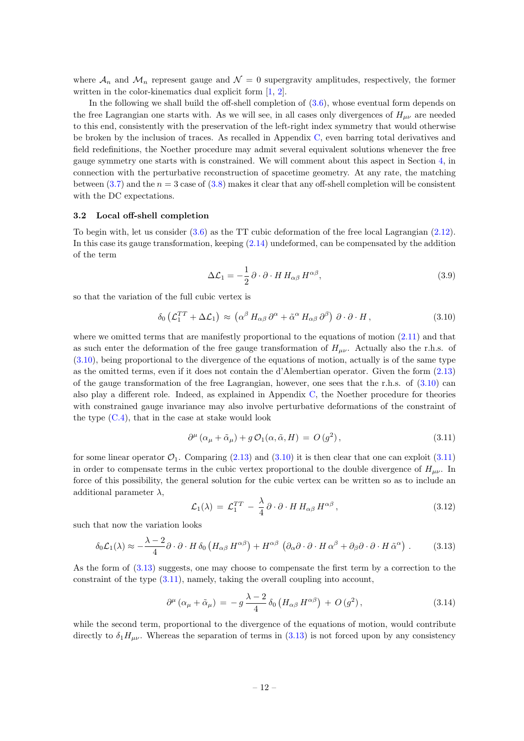where $\mathcal{A}_n$ and $\mathcal{M}_n$ represent gauge and $\mathcal{N} = 0$ supergravity amplitudes, respectively, the former written in the color-kinematics dual explicit form [1, 2].

In the following we shall build the off-shell completion of (3.6), whose eventual form depends on the free Lagrangian one starts with. As we will see, in all cases only divergences of $H_{\mu\nu}$ are needed to this end, consistently with the preservation of the left-right index symmetry that would otherwise be broken by the inclusion of traces. As recalled in Appendix C, even barring total derivatives and field redefinitions, the Noether procedure may admit several equivalent solutions whenever the free gauge symmetry one starts with is constrained. We will comment about this aspect in Section 4, in connection with the perturbative reconstruction of spacetime geometry. At any rate, the matching between (3.7) and the $n = 3$ case of (3.8) makes it clear that any off-shell completion will be consistent with the DC expectations.

### 3.2 Local off-shell completion

To begin with, let us consider (3.6) as the TT cubic deformation of the free local Lagrangian (2.12). In this case its gauge transformation, keeping (2.14) undeformed, can be compensated by the addition of the term

$$\Delta\mathcal{L}_1 = -\frac{1}{2}\,\partial\cdot\partial\cdot H\, H_{\alpha\beta}\, H^{\alpha\beta}, \tag{3.9}$$

so that the variation of the full cubic vertex is

$$\delta_0 \left(\mathcal{L}_1^{TT} + \Delta\mathcal{L}_1\right) \,\approx\, \left(\alpha^\beta\, H_{\alpha\beta}\, \partial^\alpha + \tilde{\alpha}^\alpha\, H_{\alpha\beta}\, \partial^\beta\right)\, \partial\cdot\partial\cdot H\,, \tag{3.10}$$

where we omitted terms that are manifestly proportional to the equations of motion (2.11) and that as such enter the deformation of the free gauge transformation of $H_{\mu\nu}$. Actually also the r.h.s. of (3.10), being proportional to the divergence of the equations of motion, actually is of the same type as the omitted terms, even if it does not contain the d'Alembertian operator. Given the form (2.13) of the gauge transformation of the free Lagrangian, however, one sees that the r.h.s. of (3.10) can also play a different role. Indeed, as explained in Appendix C, the Noether procedure for theories with constrained gauge invariance may also involve perturbative deformations of the constraint of the type (C.4), that in the case at stake would look

$$\partial^\mu \left(\alpha_\mu + \tilde{\alpha}_\mu\right) + g\, \mathcal{O}_1(\alpha, \tilde{\alpha}, H) \,=\, O\left(g^2\right), \tag{3.11}$$

for some linear operator $\mathcal{O}_1$. Comparing (2.13) and (3.10) it is then clear that one can exploit (3.11) in order to compensate terms in the cubic vertex proportional to the double divergence of $H_{\mu\nu}$. In force of this possibility, the general solution for the cubic vertex can be written so as to include an additional parameter $\lambda$,

$$\mathcal{L}_1(\lambda) \,=\, \mathcal{L}_1^{TT} \,-\, \frac{\lambda}{4}\,\partial\cdot\partial\cdot H\, H_{\alpha\beta}\, H^{\alpha\beta}\,, \tag{3.12}$$

such that now the variation looks

$$\delta_0\mathcal{L}_1(\lambda) \approx -\frac{\lambda-2}{4}\partial\cdot\partial\cdot H\, \delta_0\left(H_{\alpha\beta}\, H^{\alpha\beta}\right) + H^{\alpha\beta}\, \left(\partial_\alpha \partial\cdot\partial\cdot H\, \alpha^\beta + \partial_\beta \partial\cdot\partial\cdot H\, \tilde{\alpha}^\alpha\right)\,. \tag{3.13}$$

As the form of (3.13) suggests, one may choose to compensate the first term by a correction to the constraint of the type (3.11), namely, taking the overall coupling into account,

$$\partial^\mu \left(\alpha_\mu + \tilde{\alpha}_\mu\right) \,=\, -\, g\, \frac{\lambda-2}{4}\, \delta_0\left(H_{\alpha\beta}\, H^{\alpha\beta}\right) \,+\, O\left(g^2\right), \tag{3.14}$$

while the second term, proportional to the divergence of the equations of motion, would contribute directly to $\delta_1 H_{\mu\nu}$. Whereas the separation of terms in (3.13) is not forced upon by any consistency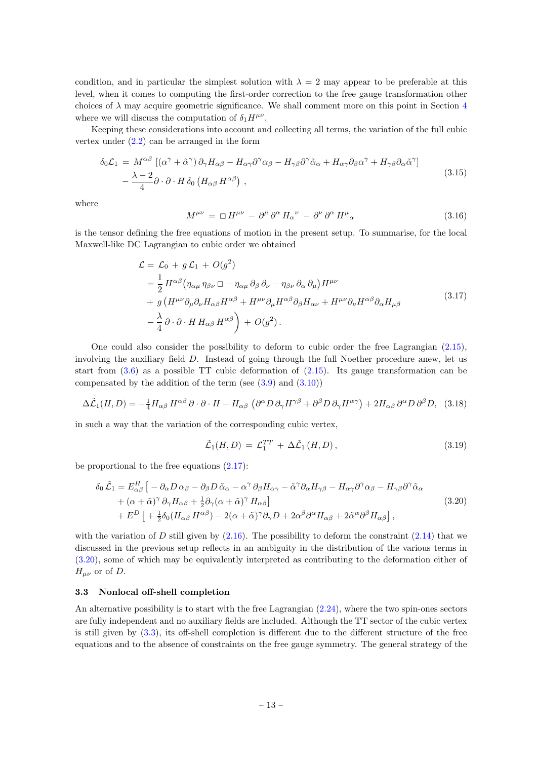condition, and in particular the simplest solution with $\lambda = 2$ may appear to be preferable at this level, when it comes to computing the first-order correction to the free gauge transformation other choices of $\lambda$ may acquire geometric significance. We shall comment more on this point in Section 4 where we will discuss the computation of $\delta_1 H^{\mu\nu}$.

Keeping these considerations into account and collecting all terms, the variation of the full cubic vertex under (2.2) can be arranged in the form

$$
\begin{aligned}
\delta_0 \mathcal{L}_1 \,=\, & M^{\alpha\beta}\left[(\alpha^\gamma + \tilde{\alpha}^\gamma)\,\partial_\gamma H_{\alpha\beta} - H_{\alpha\gamma}\partial^\gamma \alpha_\beta - H_{\gamma\beta}\partial^\gamma \tilde{\alpha}_\alpha + H_{\alpha\gamma}\partial_\beta \alpha^\gamma + H_{\gamma\beta}\partial_\alpha \tilde{\alpha}^\gamma\right] \\
& - \frac{\lambda - 2}{4}\partial\cdot\partial\cdot H\,\delta_0\left(H_{\alpha\beta}\,H^{\alpha\beta}\right)\,,
\end{aligned}
\tag{3.15}
$$

where

$$
M^{\mu\nu} \,=\, \Box\, H^{\mu\nu} \,-\, \partial^\mu\,\partial^\alpha\,H_\alpha{}^\nu \,-\, \partial^\nu\,\partial^\alpha\,H^\mu{}_\alpha \tag{3.16}
$$

is the tensor defining the free equations of motion in the present setup. To summarise, for the local Maxwell-like DC Lagrangian to cubic order we obtained

$$
\begin{aligned}
\mathcal{L} &= \mathcal{L}_0 \,+\, g\,\mathcal{L}_1 \,+\, O(g^2) \\
&= \frac{1}{2}\,H^{\alpha\beta}\big(\eta_{\alpha\mu}\,\eta_{\beta\nu}\,\Box - \eta_{\alpha\mu}\,\partial_\beta\,\partial_\nu - \eta_{\beta\nu}\,\partial_\alpha\,\partial_\mu\big)\,H^{\mu\nu} \\
&+\, g\,\big(H^{\mu\nu}\partial_\mu\partial_\nu H_{\alpha\beta}H^{\alpha\beta} + H^{\mu\nu}\partial_\mu H^{\alpha\beta}\partial_\beta H_{\alpha\nu} + H^{\mu\nu}\partial_\nu H^{\alpha\beta}\partial_\alpha H_{\mu\beta} \\
&- \frac{\lambda}{4}\,\partial\cdot\partial\cdot H\,H_{\alpha\beta}\,H^{\alpha\beta}\Big) \,+\, O(g^2)\,.
\end{aligned}
\tag{3.17}
$$

One could also consider the possibility to deform to cubic order the free Lagrangian (2.15), involving the auxiliary field $D$. Instead of going through the full Noether procedure anew, let us start from (3.6) as a possible TT cubic deformation of (2.15). Its gauge transformation can be compensated by the addition of the term (see (3.9) and (3.10))

$$
\Delta\tilde{\mathcal{L}}_1(H,D) = -\tfrac{1}{4}H_{\alpha\beta}\,H^{\alpha\beta}\,\partial\cdot\partial\cdot H - H_{\alpha\beta}\,\left(\partial^\alpha D\,\partial_\gamma H^{\gamma\beta} + \partial^\beta D\,\partial_\gamma H^{\alpha\gamma}\right) + 2H_{\alpha\beta}\,\partial^\alpha D\,\partial^\beta D, \tag{3.18}
$$

in such a way that the variation of the corresponding cubic vertex,

$$
\tilde{\mathcal{L}}_1(H,D) \,=\, \mathcal{L}_1^{TT} \,+\, \Delta\tilde{\mathcal{L}}_1\,(H,D)\,, \tag{3.19}
$$

be proportional to the free equations (2.17):

$$
\begin{aligned}
\delta_0\,\tilde{\mathcal{L}}_1 = E^H_{\alpha\beta}\big[ & -\partial_\alpha D\,\alpha_\beta - \partial_\beta D\,\tilde{\alpha}_\alpha - \alpha^\gamma\,\partial_\beta H_{\alpha\gamma} - \tilde{\alpha}^\gamma\partial_\alpha H_{\gamma\beta} - H_{\alpha\gamma}\partial^\gamma\alpha_\beta - H_{\gamma\beta}\partial^\gamma\tilde{\alpha}_\alpha \\
& + (\alpha+\tilde{\alpha})^\gamma\,\partial_\gamma H_{\alpha\beta} + \tfrac{1}{2}\partial_\gamma(\alpha+\tilde{\alpha})^\gamma\,H_{\alpha\beta}\big] \\
+\, E^D\big[ & + \tfrac{1}{2}\delta_0(H_{\alpha\beta}\,H^{\alpha\beta}) - 2(\alpha+\tilde{\alpha})^\gamma\partial_\gamma D + 2\alpha^\beta\partial^\alpha H_{\alpha\beta} + 2\tilde{\alpha}^\alpha\partial^\beta H_{\alpha\beta}\big]\,,
\end{aligned}
\tag{3.20}
$$

with the variation of $D$ still given by (2.16). The possibility to deform the constraint (2.14) that we discussed in the previous setup reflects in an ambiguity in the distribution of the various terms in (3.20), some of which may be equivalently interpreted as contributing to the deformation either of $H_{\mu\nu}$ or of $D$.

### 3.3 Nonlocal off-shell completion

An alternative possibility is to start with the free Lagrangian (2.24), where the two spin-ones sectors are fully independent and no auxiliary fields are included. Although the TT sector of the cubic vertex is still given by (3.3), its off-shell completion is different due to the different structure of the free equations and to the absence of constraints on the free gauge symmetry. The general strategy of the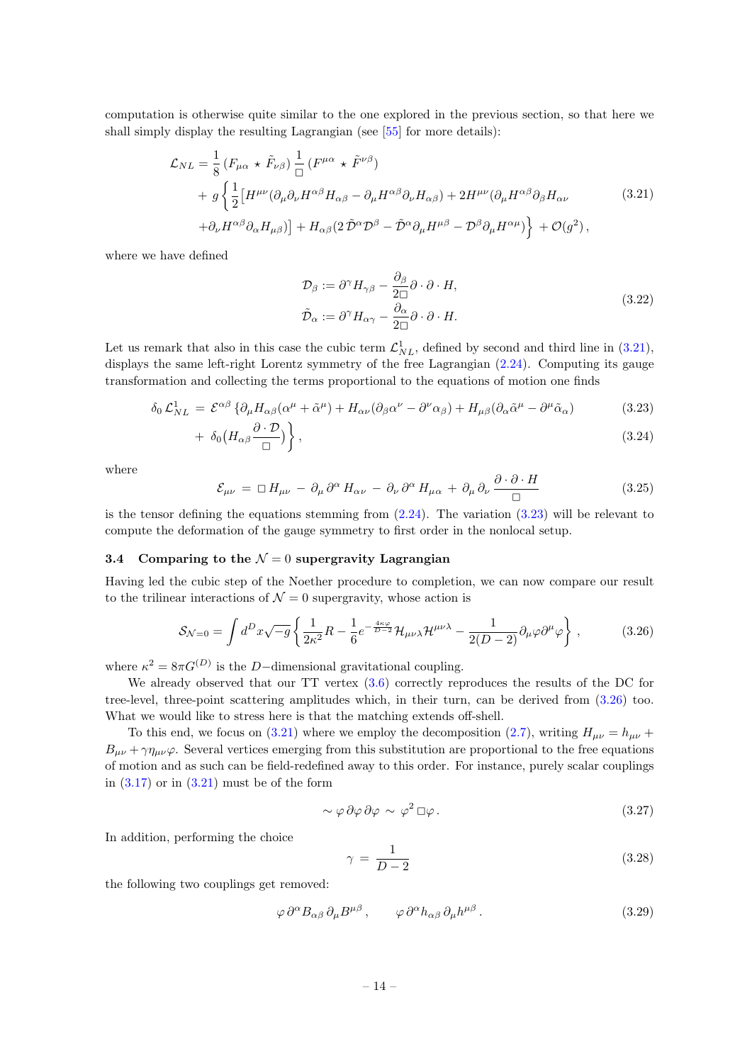computation is otherwise quite similar to the one explored in the previous section, so that here we shall simply display the resulting Lagrangian (see [55] for more details):

$$
\begin{aligned}
\mathcal{L}_{NL} = & \frac{1}{8}\left(F_{\mu\alpha} \star \tilde{F}_{\nu\beta}\right)\frac{1}{\Box}\left(F^{\mu\alpha} \star \tilde{F}^{\nu\beta}\right) \\
& + g\left\{\frac{1}{2}\left[H^{\mu\nu}(\partial_\mu\partial_\nu H^{\alpha\beta}H_{\alpha\beta} - \partial_\mu H^{\alpha\beta}\partial_\nu H_{\alpha\beta}) + 2H^{\mu\nu}(\partial_\mu H^{\alpha\beta}\partial_\beta H_{\alpha\nu}\right.\right. \\
& \left.\left. + \partial_\nu H^{\alpha\beta}\partial_\alpha H_{\mu\beta})\right] + H_{\alpha\beta}(2\,\tilde{\mathcal{D}}^\alpha\mathcal{D}^\beta - \tilde{\mathcal{D}}^\alpha\partial_\mu H^{\mu\beta} - \mathcal{D}^\beta\partial_\mu H^{\alpha\mu})\right\} + \mathcal{O}(g^2)\,,
\end{aligned}
\tag{3.21}
$$

where we have defined

$$
\begin{aligned}
\mathcal{D}_\beta &:= \partial^\gamma H_{\gamma\beta} - \frac{\partial_\beta}{2\Box}\partial\cdot\partial\cdot H, \\
\tilde{\mathcal{D}}_\alpha &:= \partial^\gamma H_{\alpha\gamma} - \frac{\partial_\alpha}{2\Box}\partial\cdot\partial\cdot H.
\end{aligned}
\tag{3.22}
$$

Let us remark that also in this case the cubic term $\mathcal{L}^1_{NL}$, defined by second and third line in (3.21), displays the same left-right Lorentz symmetry of the free Lagrangian (2.24). Computing its gauge transformation and collecting the terms proportional to the equations of motion one finds

$$
\delta_0\,\mathcal{L}^1_{NL} \;=\; \mathcal{E}^{\alpha\beta}\left\{\partial_\mu H_{\alpha\beta}(\alpha^\mu + \tilde{\alpha}^\mu) + H_{\alpha\nu}(\partial_\beta\alpha^\nu - \partial^\nu\alpha_\beta) + H_{\mu\beta}(\partial_\alpha\tilde{\alpha}^\mu - \partial^\mu\tilde{\alpha}_\alpha)\right. \tag{3.23}
$$

$$
\left. +\;\delta_0\big(H_{\alpha\beta}\frac{\partial\cdot\mathcal{D}}{\Box}\big)\right\}, \tag{3.24}
$$

where

$$
\mathcal{E}_{\mu\nu} \;=\; \Box\,H_{\mu\nu} \,-\, \partial_\mu\,\partial^\alpha\,H_{\alpha\nu} \,-\, \partial_\nu\,\partial^\alpha\,H_{\mu\alpha} \,+\, \partial_\mu\,\partial_\nu\,\frac{\partial\cdot\partial\cdot H}{\Box} \tag{3.25}
$$

is the tensor defining the equations stemming from (2.24). The variation (3.23) will be relevant to compute the deformation of the gauge symmetry to first order in the nonlocal setup.

### 3.4 Comparing to the $\mathcal{N}=0$ supergravity Lagrangian

Having led the cubic step of the Noether procedure to completion, we can now compare our result to the trilinear interactions of $\mathcal{N}=0$ supergravity, whose action is

$$
\mathcal{S}_{\mathcal{N}=0} = \int d^Dx\sqrt{-g}\left\{\frac{1}{2\kappa^2}R - \frac{1}{6}e^{-\frac{4\kappa\varphi}{D-2}}\mathcal{H}_{\mu\nu\lambda}\mathcal{H}^{\mu\nu\lambda} - \frac{1}{2(D-2)}\partial_\mu\varphi\partial^\mu\varphi\right\}, \tag{3.26}
$$

where $\kappa^2 = 8\pi G^{(D)}$ is the $D-$dimensional gravitational coupling.

We already observed that our TT vertex (3.6) correctly reproduces the results of the DC for tree-level, three-point scattering amplitudes which, in their turn, can be derived from (3.26) too. What we would like to stress here is that the matching extends off-shell.

To this end, we focus on (3.21) where we employ the decomposition (2.7), writing $H_{\mu\nu} = h_{\mu\nu} + B_{\mu\nu} + \gamma\eta_{\mu\nu}\varphi$. Several vertices emerging from this substitution are proportional to the free equations of motion and as such can be field-redefined away to this order. For instance, purely scalar couplings in (3.17) or in (3.21) must be of the form

$$
\sim \varphi\,\partial\varphi\,\partial\varphi \;\sim\; \varphi^2\,\Box\varphi\,. \tag{3.27}
$$

In addition, performing the choice

$$
\gamma \;=\; \frac{1}{D-2} \tag{3.28}
$$

the following two couplings get removed:

$$
\varphi\,\partial^\alpha B_{\alpha\beta}\,\partial_\mu B^{\mu\beta}\,, \qquad \varphi\,\partial^\alpha h_{\alpha\beta}\,\partial_\mu h^{\mu\beta}\,. \tag{3.29}
$$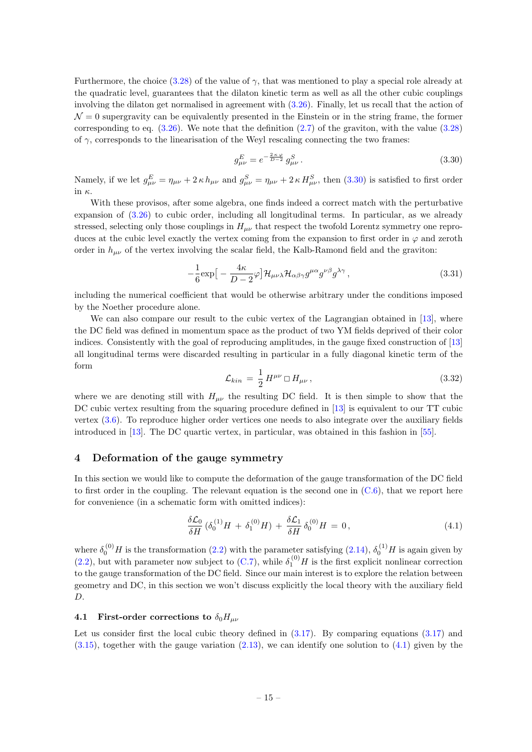Furthermore, the choice (3.28) of the value of $\gamma$, that was mentioned to play a special role already at the quadratic level, guarantees that the dilaton kinetic term as well as all the other cubic couplings involving the dilaton get normalised in agreement with (3.26). Finally, let us recall that the action of $\mathcal{N}=0$ supergravity can be equivalently presented in the Einstein or in the string frame, the former corresponding to eq. (3.26). We note that the definition (2.7) of the graviton, with the value (3.28) of $\gamma$, corresponds to the linearisation of the Weyl rescaling connecting the two frames:

$$g^E_{\mu\nu} = e^{-\frac{2\kappa\varphi}{D-2}}\, g^S_{\mu\nu}\,. \tag{3.30}$$

Namely, if we let $g^E_{\mu\nu} = \eta_{\mu\nu} + 2\,\kappa\, h_{\mu\nu}$ and $g^S_{\mu\nu} = \eta_{\mu\nu} + 2\,\kappa\, H^S_{\mu\nu}$, then (3.30) is satisfied to first order in $\kappa$.

With these provisos, after some algebra, one finds indeed a correct match with the perturbative expansion of (3.26) to cubic order, including all longitudinal terms. In particular, as we already stressed, selecting only those couplings in $H_{\mu\nu}$ that respect the twofold Lorentz symmetry one reproduces at the cubic level exactly the vertex coming from the expansion to first order in $\varphi$ and zeroth order in $h_{\mu\nu}$ of the vertex involving the scalar field, the Kalb-Ramond field and the graviton:

$$-\frac{1}{6}\exp\big[-\frac{4\kappa}{D-2}\varphi\big]\,\mathcal{H}_{\mu\nu\lambda}\mathcal{H}_{\alpha\beta\gamma}g^{\mu\alpha}g^{\nu\beta}g^{\lambda\gamma}\,, \tag{3.31}$$

including the numerical coefficient that would be otherwise arbitrary under the conditions imposed by the Noether procedure alone.

We can also compare our result to the cubic vertex of the Lagrangian obtained in [13], where the DC field was defined in momentum space as the product of two YM fields deprived of their color indices. Consistently with the goal of reproducing amplitudes, in the gauge fixed construction of [13] all longitudinal terms were discarded resulting in particular in a fully diagonal kinetic term of the form

$$\mathcal{L}_{kin} \,=\, \frac{1}{2}\, H^{\mu\nu}\,\Box\, H_{\mu\nu}\,, \tag{3.32}$$

where we are denoting still with $H_{\mu\nu}$ the resulting DC field. It is then simple to show that the DC cubic vertex resulting from the squaring procedure defined in [13] is equivalent to our TT cubic vertex (3.6). To reproduce higher order vertices one needs to also integrate over the auxiliary fields introduced in [13]. The DC quartic vertex, in particular, was obtained in this fashion in [55].

# 4 Deformation of the gauge symmetry

In this section we would like to compute the deformation of the gauge transformation of the DC field to first order in the coupling. The relevant equation is the second one in (C.6), that we report here for convenience (in a schematic form with omitted indices):

$$\frac{\delta\mathcal{L}_0}{\delta H}\,(\delta_0^{(1)}H \,+\, \delta_1^{(0)}H) \,+\, \frac{\delta\mathcal{L}_1}{\delta H}\,\delta_0^{(0)}H \,=\, 0\,, \tag{4.1}$$

where $\delta_0^{(0)}H$ is the transformation (2.2) with the parameter satisfying (2.14), $\delta_0^{(1)}H$ is again given by (2.2), but with parameter now subject to (C.7), while $\delta_1^{(0)}H$ is the first explicit nonlinear correction to the gauge transformation of the DC field. Since our main interest is to explore the relation between geometry and DC, in this section we won't discuss explicitly the local theory with the auxiliary field $D$.

## 4.1 First-order corrections to $\delta_0 H_{\mu\nu}$

Let us consider first the local cubic theory defined in (3.17). By comparing equations (3.17) and (3.15), together with the gauge variation (2.13), we can identify one solution to (4.1) given by the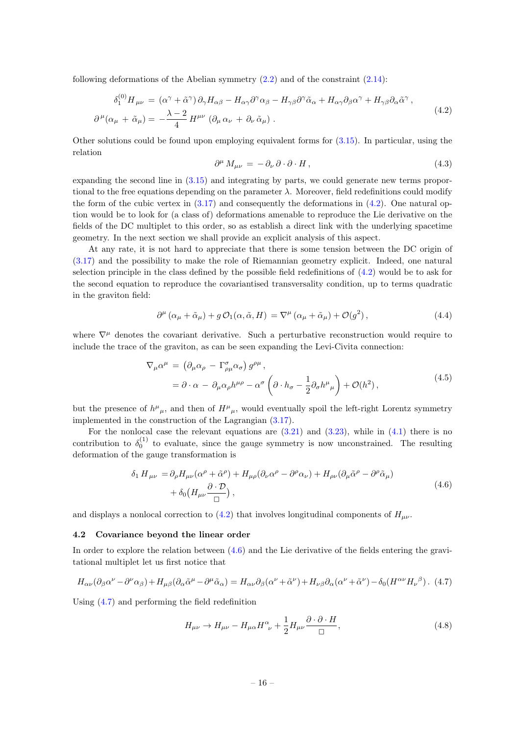following deformations of the Abelian symmetry (2.2) and of the constraint (2.14):

$$
\begin{aligned}
\delta_1^{(0)} H_{\mu\nu} &= (\alpha^\gamma + \tilde{\alpha}^\gamma)\, \partial_\gamma H_{\alpha\beta} - H_{\alpha\gamma}\partial^\gamma \alpha_\beta - H_{\gamma\beta}\partial^\gamma \tilde{\alpha}_\alpha + H_{\alpha\gamma}\partial_\beta \alpha^\gamma + H_{\gamma\beta}\partial_\alpha \tilde{\alpha}^\gamma\,, \\
\partial^\mu(\alpha_\mu + \tilde{\alpha}_\mu) &= -\frac{\lambda-2}{4}\, H^{\mu\nu}\,(\partial_\mu\, \alpha_\nu + \partial_\nu\, \tilde{\alpha}_\mu)\,.
\end{aligned}
\tag{4.2}
$$

Other solutions could be found upon employing equivalent forms for (3.15). In particular, using the relation

$$
\partial^\mu M_{\mu\nu} = -\,\partial_\nu\, \partial\cdot\partial\cdot H\,, \tag{4.3}
$$

expanding the second line in (3.15) and integrating by parts, we could generate new terms proportional to the free equations depending on the parameter $\lambda$. Moreover, field redefinitions could modify the form of the cubic vertex in (3.17) and consequently the deformations in (4.2). One natural option would be to look for (a class of) deformations amenable to reproduce the Lie derivative on the fields of the DC multiplet to this order, so as establish a direct link with the underlying spacetime geometry. In the next section we shall provide an explicit analysis of this aspect.

At any rate, it is not hard to appreciate that there is some tension between the DC origin of (3.17) and the possibility to make the role of Riemannian geometry explicit. Indeed, one natural selection principle in the class defined by the possible field redefinitions of (4.2) would be to ask for the second equation to reproduce the covariantised transversality condition, up to terms quadratic in the graviton field:

$$
\partial^\mu\,(\alpha_\mu + \tilde{\alpha}_\mu) + g\,\mathcal{O}_1(\alpha, \tilde{\alpha}, H) = \nabla^\mu\,(\alpha_\mu + \tilde{\alpha}_\mu) + \mathcal{O}(g^2)\,, \tag{4.4}
$$

where $\nabla^\mu$ denotes the covariant derivative. Such a perturbative reconstruction would require to include the trace of the graviton, as can be seen expanding the Levi-Civita connection:

$$
\begin{aligned}
\nabla_\mu \alpha^\mu &= \left(\partial_\mu \alpha_\rho - \Gamma^\sigma_{\rho\mu}\alpha_\sigma\right) g^{\rho\mu}\,, \\
&= \partial\cdot\alpha - \partial_\mu \alpha_\rho h^{\mu\rho} - \alpha^\sigma\left(\partial\cdot h_\sigma - \frac{1}{2}\partial_\sigma h^\mu{}_\mu\right) + \mathcal{O}(h^2)\,,
\end{aligned}
\tag{4.5}
$$

but the presence of $h^\mu{}_\mu$, and then of $H^\mu{}_\mu$, would eventually spoil the left-right Lorentz symmetry implemented in the construction of the Lagrangian (3.17).

For the nonlocal case the relevant equations are (3.21) and (3.23), while in (4.1) there is no contribution to $\delta_0^{(1)}$ to evaluate, since the gauge symmetry is now unconstrained. The resulting deformation of the gauge transformation is

$$
\begin{aligned}
\delta_1\, H_{\mu\nu} =&\, \partial_\rho H_{\mu\nu}(\alpha^\rho + \tilde{\alpha}^\rho) + H_{\mu\rho}(\partial_\nu \alpha^\rho - \partial^\rho \alpha_\nu) + H_{\rho\nu}(\partial_\mu \tilde{\alpha}^\rho - \partial^\rho \tilde{\alpha}_\mu) \\
&+ \delta_0\big(H_{\mu\nu}\frac{\partial\cdot\mathcal{D}}{\Box}\big)\,,
\end{aligned}
\tag{4.6}
$$

and displays a nonlocal correction to (4.2) that involves longitudinal components of $H_{\mu\nu}$.

### 4.2 Covariance beyond the linear order

In order to explore the relation between (4.6) and the Lie derivative of the fields entering the gravitational multiplet let us first notice that

$$
H_{\alpha\nu}(\partial_\beta \alpha^\nu - \partial^\nu \alpha_\beta) + H_{\mu\beta}(\partial_\alpha \tilde{\alpha}^\mu - \partial^\mu \tilde{\alpha}_\alpha) = H_{\alpha\nu}\partial_\beta(\alpha^\nu + \tilde{\alpha}^\nu) + H_{\nu\beta}\partial_\alpha(\alpha^\nu + \tilde{\alpha}^\nu) - \delta_0(H^{\alpha\nu}H_\nu{}^\beta)\,. \tag{4.7}
$$

Using (4.7) and performing the field redefinition

$$
H_{\mu\nu} \to H_{\mu\nu} - H_{\mu\alpha}H^\alpha{}_\nu + \frac{1}{2}H_{\mu\nu}\frac{\partial\cdot\partial\cdot H}{\Box}\,, \tag{4.8}
$$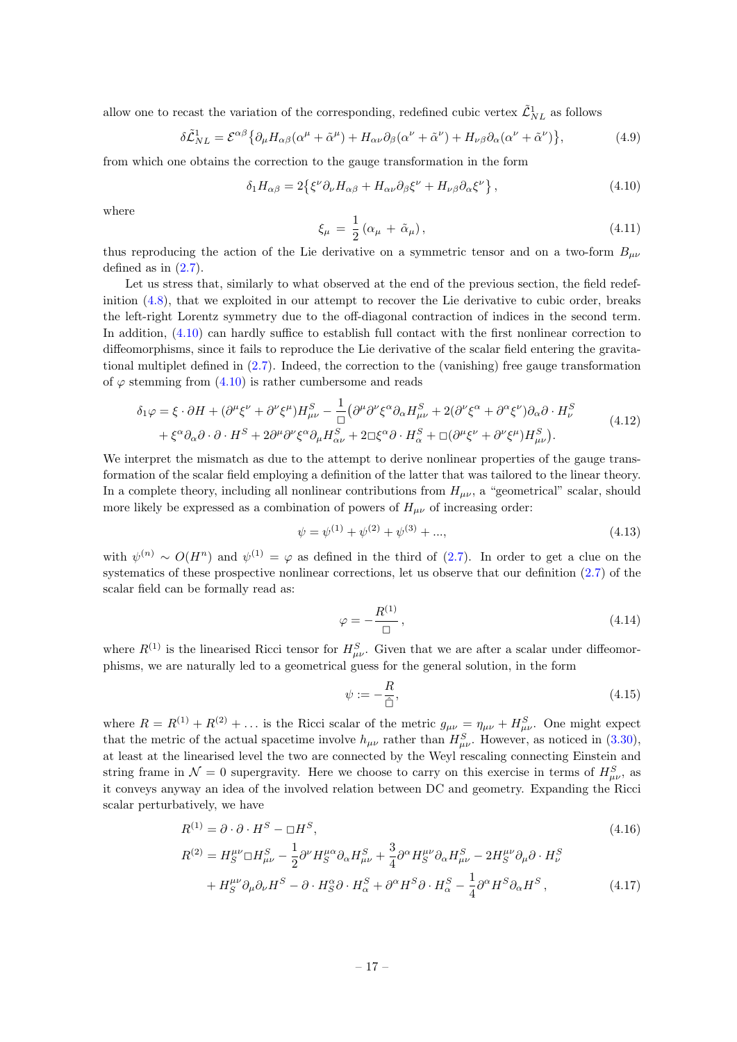allow one to recast the variation of the corresponding, redefined cubic vertex $\tilde{\mathcal{L}}^1_{NL}$ as follows

$$\delta\tilde{\mathcal{L}}^1_{NL} = \mathcal{E}^{\alpha\beta}\big\{\partial_\mu H_{\alpha\beta}(\alpha^\mu + \tilde{\alpha}^\mu) + H_{\alpha\nu}\partial_\beta(\alpha^\nu + \tilde{\alpha}^\nu) + H_{\nu\beta}\partial_\alpha(\alpha^\nu + \tilde{\alpha}^\nu)\big\}, \tag{4.9}$$

from which one obtains the correction to the gauge transformation in the form

$$\delta_1 H_{\alpha\beta} = 2\big\{\xi^\nu\partial_\nu H_{\alpha\beta} + H_{\alpha\nu}\partial_\beta\xi^\nu + H_{\nu\beta}\partial_\alpha\xi^\nu\big\}\,, \tag{4.10}$$

where

$$\xi_\mu \,=\, \frac{1}{2}\left(\alpha_\mu \,+\, \tilde{\alpha}_\mu\right), \tag{4.11}$$

thus reproducing the action of the Lie derivative on a symmetric tensor and on a two-form $B_{\mu\nu}$ defined as in (2.7).

Let us stress that, similarly to what observed at the end of the previous section, the field redefinition (4.8), that we exploited in our attempt to recover the Lie derivative to cubic order, breaks the left-right Lorentz symmetry due to the off-diagonal contraction of indices in the second term. In addition, (4.10) can hardly suffice to establish full contact with the first nonlinear correction to diffeomorphisms, since it fails to reproduce the Lie derivative of the scalar field entering the gravitational multiplet defined in (2.7). Indeed, the correction to the (vanishing) free gauge transformation of $\varphi$ stemming from (4.10) is rather cumbersome and reads

$$\begin{aligned}\delta_1\varphi = \xi\cdot\partial H + (\partial^\mu\xi^\nu + \partial^\nu\xi^\mu)H^S_{\mu\nu} - \frac{1}{\Box}\big(\partial^\mu\partial^\nu\xi^\alpha\partial_\alpha H^S_{\mu\nu} + 2(\partial^\nu\xi^\alpha + \partial^\alpha\xi^\nu)\partial_\alpha\partial\cdot H^S_\nu \\ + \xi^\alpha\partial_\alpha\partial\cdot\partial\cdot H^S + 2\partial^\mu\partial^\nu\xi^\alpha\partial_\mu H^S_{\alpha\nu} + 2\Box\xi^\alpha\partial\cdot H^S_\alpha + \Box(\partial^\mu\xi^\nu + \partial^\nu\xi^\mu)H^S_{\mu\nu}\big).\end{aligned} \tag{4.12}$$

We interpret the mismatch as due to the attempt to derive nonlinear properties of the gauge transformation of the scalar field employing a definition of the latter that was tailored to the linear theory. In a complete theory, including all nonlinear contributions from $H_{\mu\nu}$, a "geometrical" scalar, should more likely be expressed as a combination of powers of $H_{\mu\nu}$ of increasing order:

$$\psi = \psi^{(1)} + \psi^{(2)} + \psi^{(3)} + ..., \tag{4.13}$$

with $\psi^{(n)} \sim O(H^n)$ and $\psi^{(1)} = \varphi$ as defined in the third of (2.7). In order to get a clue on the systematics of these prospective nonlinear corrections, let us observe that our definition (2.7) of the scalar field can be formally read as:

$$\varphi = -\frac{R^{(1)}}{\Box}\,, \tag{4.14}$$

where $R^{(1)}$ is the linearised Ricci tensor for $H^S_{\mu\nu}$. Given that we are after a scalar under diffeomorphisms, we are naturally led to a geometrical guess for the general solution, in the form

$$\psi := -\frac{R}{\hat{\Box}}, \tag{4.15}$$

where $R = R^{(1)} + R^{(2)} + \ldots$ is the Ricci scalar of the metric $g_{\mu\nu} = \eta_{\mu\nu} + H^S_{\mu\nu}$. One might expect that the metric of the actual spacetime involve $h_{\mu\nu}$ rather than $H^S_{\mu\nu}$. However, as noticed in (3.30), at least at the linearised level the two are connected by the Weyl rescaling connecting Einstein and string frame in $\mathcal{N} = 0$ supergravity. Here we choose to carry on this exercise in terms of $H^S_{\mu\nu}$, as it conveys anyway an idea of the involved relation between DC and geometry. Expanding the Ricci scalar perturbatively, we have

$$R^{(1)} = \partial\cdot\partial\cdot H^S - \Box H^S, \tag{4.16}$$

$$\begin{aligned}R^{(2)} = H^{\mu\nu}_S\Box H^S_{\mu\nu} - \frac{1}{2}\partial^\nu H^{\mu\alpha}_S\partial_\alpha H^S_{\mu\nu} + \frac{3}{4}\partial^\alpha H^{\mu\nu}_S\partial_\alpha H^S_{\mu\nu} - 2H^{\mu\nu}_S\partial_\mu\partial\cdot H^S_\nu \\ + H^{\mu\nu}_S\partial_\mu\partial_\nu H^S - \partial\cdot H^\alpha_S\partial\cdot H^S_\alpha + \partial^\alpha H^S\partial\cdot H^S_\alpha - \frac{1}{4}\partial^\alpha H^S\partial_\alpha H^S\,,\end{aligned} \tag{4.17}$$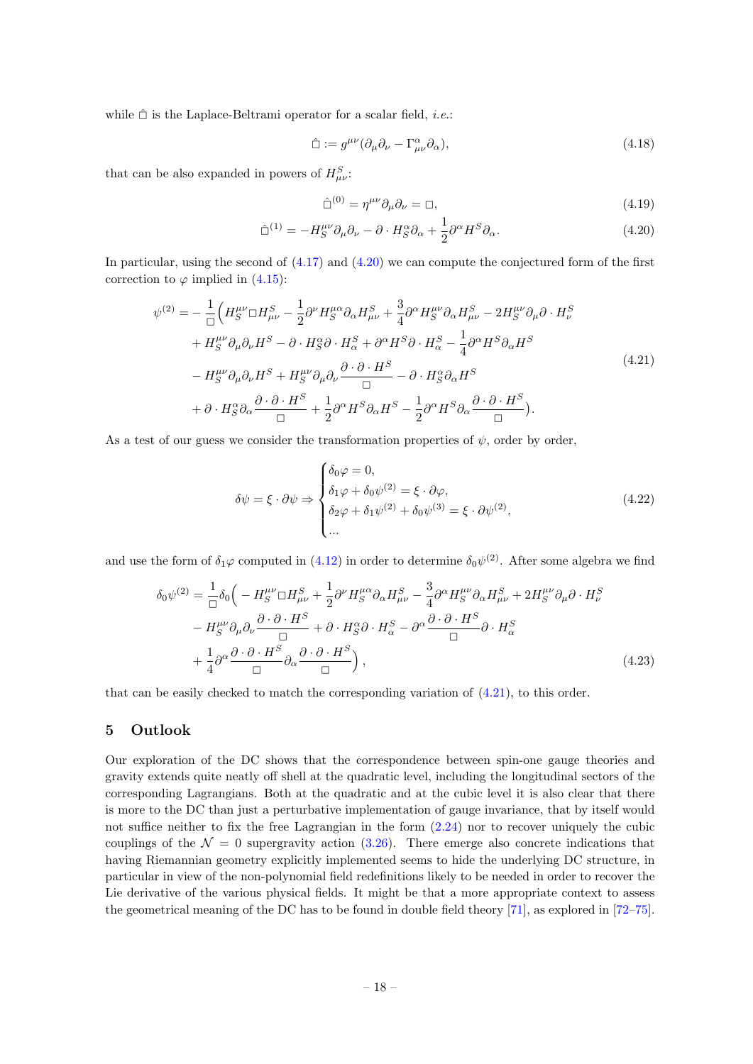while $\hat{\square}$ is the Laplace-Beltrami operator for a scalar field, *i.e.*:

$$\hat{\square} := g^{\mu\nu}(\partial_\mu \partial_\nu - \Gamma^\alpha_{\mu\nu}\partial_\alpha), \tag{4.18}$$

that can be also expanded in powers of $H^S_{\mu\nu}$:

$$\hat{\square}^{(0)} = \eta^{\mu\nu}\partial_\mu\partial_\nu = \square, \tag{4.19}$$

$$\hat{\square}^{(1)} = -H_S^{\mu\nu}\partial_\mu\partial_\nu - \partial \cdot H_S^\alpha \partial_\alpha + \frac{1}{2}\partial^\alpha H^S \partial_\alpha. \tag{4.20}$$

In particular, using the second of (4.17) and (4.20) we can compute the conjectured form of the first correction to $\varphi$ implied in (4.15):

$$\begin{aligned}
\psi^{(2)} = -\frac{1}{\square}\Big( & H_S^{\mu\nu}\square H^S_{\mu\nu} - \frac{1}{2}\partial^\nu H_S^{\mu\alpha}\partial_\alpha H^S_{\mu\nu} + \frac{3}{4}\partial^\alpha H_S^{\mu\nu}\partial_\alpha H^S_{\mu\nu} - 2H_S^{\mu\nu}\partial_\mu \partial \cdot H^S_\nu \\
& + H_S^{\mu\nu}\partial_\mu\partial_\nu H^S - \partial \cdot H_S^\alpha \partial \cdot H^S_\alpha + \partial^\alpha H^S \partial \cdot H^S_\alpha - \frac{1}{4}\partial^\alpha H^S \partial_\alpha H^S \\
& - H_S^{\mu\nu}\partial_\mu\partial_\nu H^S + H_S^{\mu\nu}\partial_\mu\partial_\nu \frac{\partial\cdot\partial\cdot H^S}{\square} - \partial \cdot H_S^\alpha \partial_\alpha H^S \\
& + \partial \cdot H_S^\alpha \partial_\alpha \frac{\partial\cdot\partial\cdot H^S}{\square} + \frac{1}{2}\partial^\alpha H^S \partial_\alpha H^S - \frac{1}{2}\partial^\alpha H^S \partial_\alpha \frac{\partial\cdot\partial\cdot H^S}{\square}\Big).
\end{aligned} \tag{4.21}$$

As a test of our guess we consider the transformation properties of $\psi$, order by order,

$$\delta\psi = \xi \cdot \partial\psi \Rightarrow \begin{cases} \delta_0\varphi = 0, \\ \delta_1\varphi + \delta_0\psi^{(2)} = \xi\cdot\partial\varphi, \\ \delta_2\varphi + \delta_1\psi^{(2)} + \delta_0\psi^{(3)} = \xi\cdot\partial\psi^{(2)}, \\ \ldots \end{cases} \tag{4.22}$$

and use the form of $\delta_1\varphi$ computed in (4.12) in order to determine $\delta_0\psi^{(2)}$. After some algebra we find

$$\begin{aligned}
\delta_0\psi^{(2)} = \frac{1}{\square}\delta_0\Big( & -H_S^{\mu\nu}\square H^S_{\mu\nu} + \frac{1}{2}\partial^\nu H_S^{\mu\alpha}\partial_\alpha H^S_{\mu\nu} - \frac{3}{4}\partial^\alpha H_S^{\mu\nu}\partial_\alpha H^S_{\mu\nu} + 2H_S^{\mu\nu}\partial_\mu\partial\cdot H^S_\nu \\
& - H_S^{\mu\nu}\partial_\mu\partial_\nu\frac{\partial\cdot\partial\cdot H^S}{\square} + \partial\cdot H_S^\alpha\partial\cdot H^S_\alpha - \partial^\alpha\frac{\partial\cdot\partial\cdot H^S}{\square}\partial\cdot H^S_\alpha \\
& + \frac{1}{4}\partial^\alpha\frac{\partial\cdot\partial\cdot H^S}{\square}\partial_\alpha\frac{\partial\cdot\partial\cdot H^S}{\square}\Big),
\end{aligned} \tag{4.23}$$

that can be easily checked to match the corresponding variation of (4.21), to this order.

## 5 Outlook

Our exploration of the DC shows that the correspondence between spin-one gauge theories and gravity extends quite neatly off shell at the quadratic level, including the longitudinal sectors of the corresponding Lagrangians. Both at the quadratic and at the cubic level it is also clear that there is more to the DC than just a perturbative implementation of gauge invariance, that by itself would not suffice neither to fix the free Lagrangian in the form (2.24) nor to recover uniquely the cubic couplings of the $\mathcal{N}=0$ supergravity action (3.26). There emerge also concrete indications that having Riemannian geometry explicitly implemented seems to hide the underlying DC structure, in particular in view of the non-polynomial field redefinitions likely to be needed in order to recover the Lie derivative of the various physical fields. It might be that a more appropriate context to assess the geometrical meaning of the DC has to be found in double field theory [71], as explored in [72–75].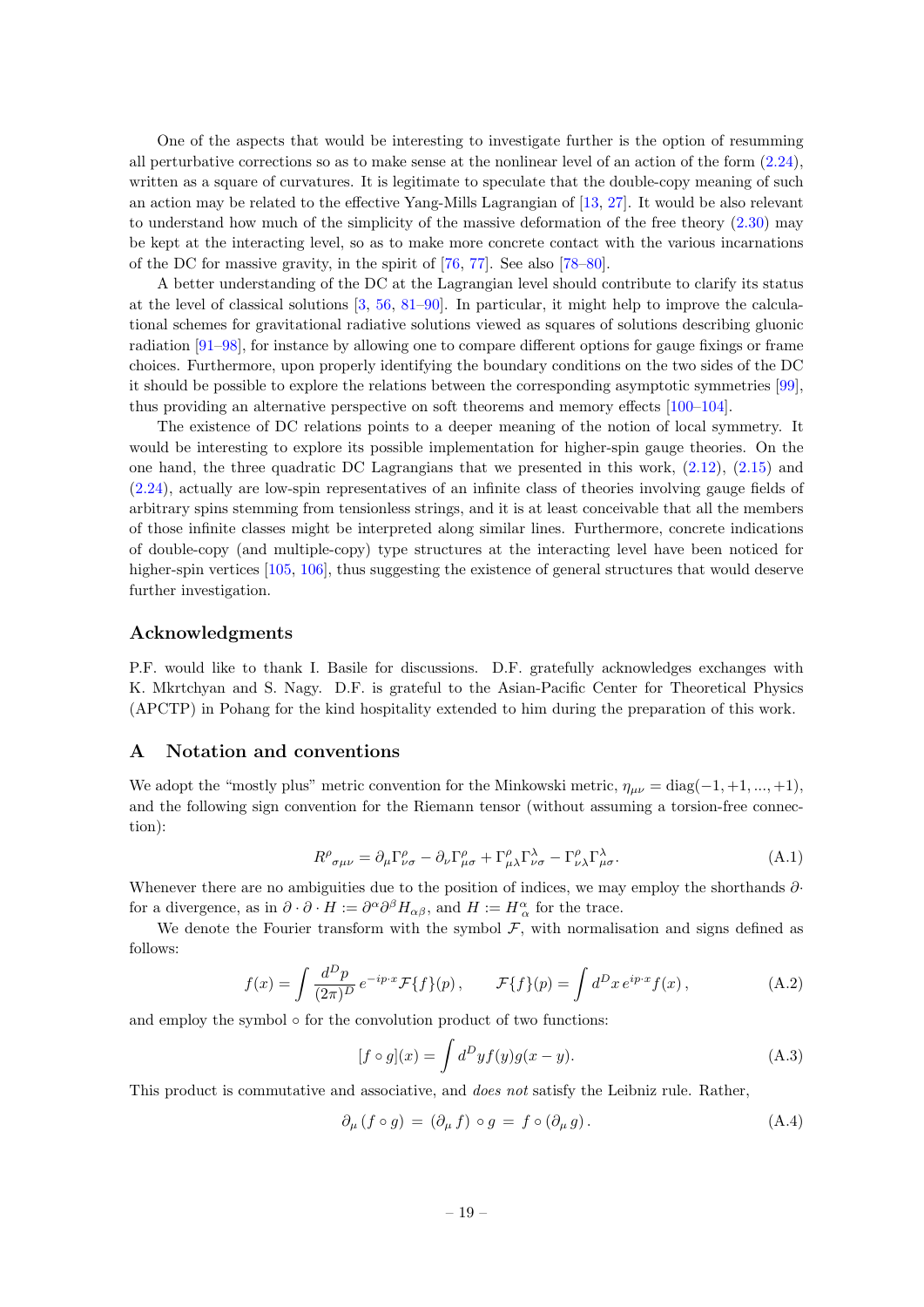One of the aspects that would be interesting to investigate further is the option of resumming all perturbative corrections so as to make sense at the nonlinear level of an action of the form (2.24), written as a square of curvatures. It is legitimate to speculate that the double-copy meaning of such an action may be related to the effective Yang-Mills Lagrangian of [13, 27]. It would be also relevant to understand how much of the simplicity of the massive deformation of the free theory (2.30) may be kept at the interacting level, so as to make more concrete contact with the various incarnations of the DC for massive gravity, in the spirit of [76, 77]. See also [78–80].

A better understanding of the DC at the Lagrangian level should contribute to clarify its status at the level of classical solutions [3, 56, 81–90]. In particular, it might help to improve the calculational schemes for gravitational radiative solutions viewed as squares of solutions describing gluonic radiation [91–98], for instance by allowing one to compare different options for gauge fixings or frame choices. Furthermore, upon properly identifying the boundary conditions on the two sides of the DC it should be possible to explore the relations between the corresponding asymptotic symmetries [99], thus providing an alternative perspective on soft theorems and memory effects [100–104].

The existence of DC relations points to a deeper meaning of the notion of local symmetry. It would be interesting to explore its possible implementation for higher-spin gauge theories. On the one hand, the three quadratic DC Lagrangians that we presented in this work, (2.12), (2.15) and (2.24), actually are low-spin representatives of an infinite class of theories involving gauge fields of arbitrary spins stemming from tensionless strings, and it is at least conceivable that all the members of those infinite classes might be interpreted along similar lines. Furthermore, concrete indications of double-copy (and multiple-copy) type structures at the interacting level have been noticed for higher-spin vertices [105, 106], thus suggesting the existence of general structures that would deserve further investigation.

## Acknowledgments

P.F. would like to thank I. Basile for discussions. D.F. gratefully acknowledges exchanges with K. Mkrtchyan and S. Nagy. D.F. is grateful to the Asian-Pacific Center for Theoretical Physics (APCTP) in Pohang for the kind hospitality extended to him during the preparation of this work.

## A Notation and conventions

We adopt the "mostly plus" metric convention for the Minkowski metric, $\eta_{\mu\nu} = \mathrm{diag}(-1, +1, ..., +1)$, and the following sign convention for the Riemann tensor (without assuming a torsion-free connection):

$$R^{\rho}{}_{\sigma\mu\nu} = \partial_\mu \Gamma^{\rho}_{\nu\sigma} - \partial_\nu \Gamma^{\rho}_{\mu\sigma} + \Gamma^{\rho}_{\mu\lambda}\Gamma^{\lambda}_{\nu\sigma} - \Gamma^{\rho}_{\nu\lambda}\Gamma^{\lambda}_{\mu\sigma}. \tag{A.1}$$

Whenever there are no ambiguities due to the position of indices, we may employ the shorthands $\partial\cdot$ for a divergence, as in $\partial \cdot \partial \cdot H := \partial^\alpha \partial^\beta H_{\alpha\beta}$, and $H := H_\alpha^{\ \alpha}$ for the trace.

We denote the Fourier transform with the symbol $\mathcal{F}$, with normalisation and signs defined as follows:

$$f(x) = \int \frac{d^D p}{(2\pi)^D}\, e^{-ip\cdot x} \mathcal{F}\{f\}(p)\,, \qquad \mathcal{F}\{f\}(p) = \int d^D x\, e^{ip\cdot x} f(x)\,, \tag{A.2}$$

and employ the symbol $\circ$ for the convolution product of two functions:

$$[f \circ g](x) = \int d^D y f(y) g(x-y). \tag{A.3}$$

This product is commutative and associative, and *does not* satisfy the Leibniz rule. Rather,

$$\partial_\mu\,(f \circ g) \,=\, (\partial_\mu\, f) \circ g \,=\, f \circ (\partial_\mu\, g)\,. \tag{A.4}$$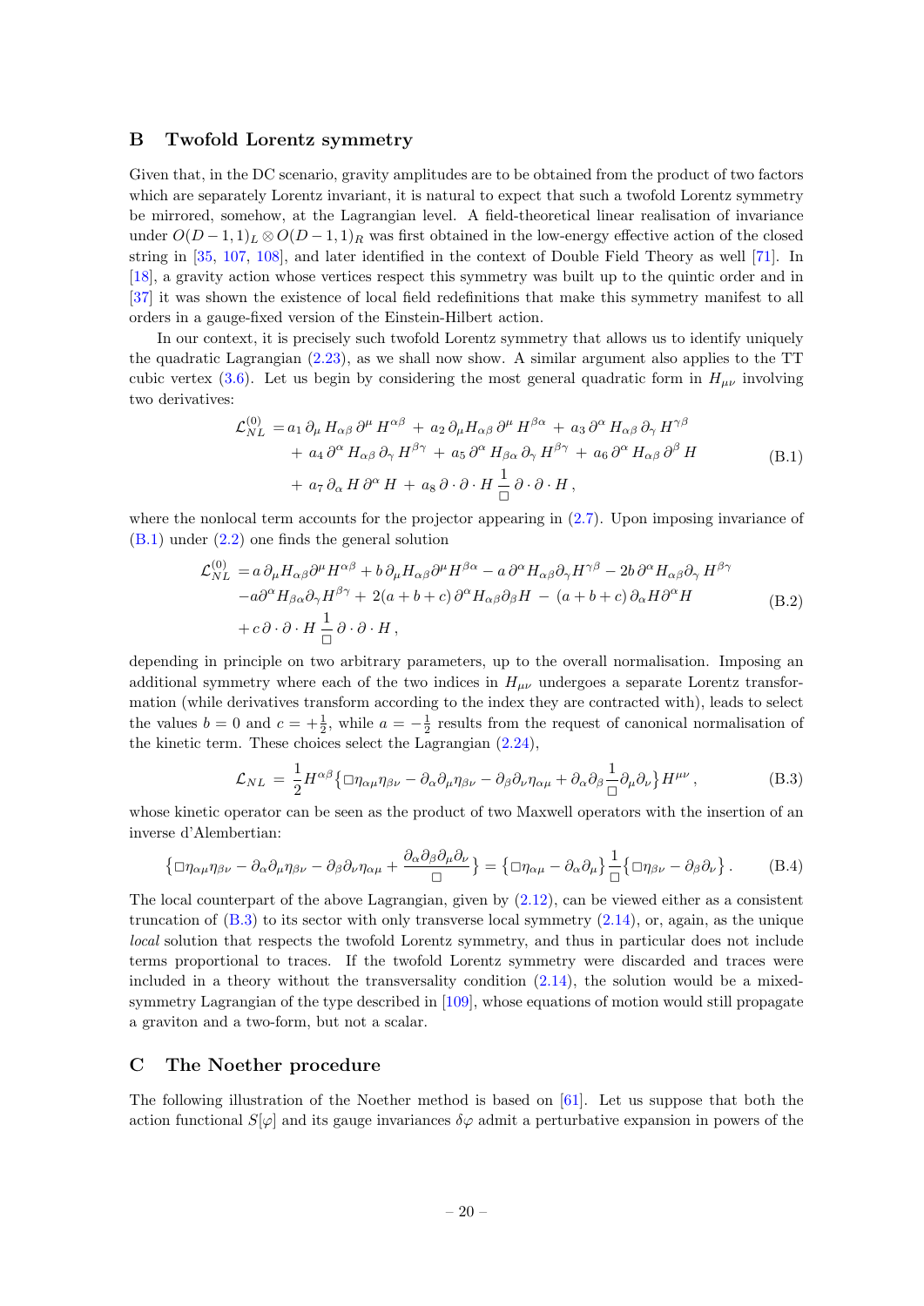## B Twofold Lorentz symmetry

Given that, in the DC scenario, gravity amplitudes are to be obtained from the product of two factors which are separately Lorentz invariant, it is natural to expect that such a twofold Lorentz symmetry be mirrored, somehow, at the Lagrangian level. A field-theoretical linear realisation of invariance under $O(D-1,1)_L \otimes O(D-1,1)_R$ was first obtained in the low-energy effective action of the closed string in [35, 107, 108], and later identified in the context of Double Field Theory as well [71]. In [18], a gravity action whose vertices respect this symmetry was built up to the quintic order and in [37] it was shown the existence of local field redefinitions that make this symmetry manifest to all orders in a gauge-fixed version of the Einstein-Hilbert action.

In our context, it is precisely such twofold Lorentz symmetry that allows us to identify uniquely the quadratic Lagrangian (2.23), as we shall now show. A similar argument also applies to the TT cubic vertex (3.6). Let us begin by considering the most general quadratic form in $H_{\mu\nu}$ involving two derivatives:

$$
\begin{aligned}
\mathcal{L}^{(0)}_{NL} \,=& \,a_1\,\partial_\mu\,H_{\alpha\beta}\,\partial^\mu\,H^{\alpha\beta} \,+\, a_2\,\partial_\mu H_{\alpha\beta}\,\partial^\mu\,H^{\beta\alpha} \,+\, a_3\,\partial^\alpha\,H_{\alpha\beta}\,\partial_\gamma\,H^{\gamma\beta} \\
&+\, a_4\,\partial^\alpha\,H_{\alpha\beta}\,\partial_\gamma\,H^{\beta\gamma} \,+\, a_5\,\partial^\alpha\,H_{\beta\alpha}\,\partial_\gamma\,H^{\beta\gamma} \,+\, a_6\,\partial^\alpha\,H_{\alpha\beta}\,\partial^\beta\,H \\
&+\, a_7\,\partial_\alpha\,H\,\partial^\alpha\,H \,+\, a_8\,\partial\cdot\partial\cdot H\,\frac{1}{\Box}\,\partial\cdot\partial\cdot H\,,
\end{aligned}
\tag{B.1}
$$

where the nonlocal term accounts for the projector appearing in (2.7). Upon imposing invariance of (B.1) under (2.2) one finds the general solution

$$
\begin{aligned}
\mathcal{L}^{(0)}_{NL} \,=& \,a\,\partial_\mu H_{\alpha\beta}\partial^\mu H^{\alpha\beta} + b\,\partial_\mu H_{\alpha\beta}\partial^\mu H^{\beta\alpha} - a\,\partial^\alpha H_{\alpha\beta}\partial_\gamma H^{\gamma\beta} - 2b\,\partial^\alpha H_{\alpha\beta}\partial_\gamma\,H^{\beta\gamma} \\
&- a\partial^\alpha H_{\beta\alpha}\partial_\gamma H^{\beta\gamma} \,+\, 2(a+b+c)\,\partial^\alpha H_{\alpha\beta}\partial_\beta H \,-\, (a+b+c)\,\partial_\alpha H\partial^\alpha H \\
&+ c\,\partial\cdot\partial\cdot H\,\frac{1}{\Box}\,\partial\cdot\partial\cdot H\,,
\end{aligned}
\tag{B.2}
$$

depending in principle on two arbitrary parameters, up to the overall normalisation. Imposing an additional symmetry where each of the two indices in $H_{\mu\nu}$ undergoes a separate Lorentz transformation (while derivatives transform according to the index they are contracted with), leads to select the values $b = 0$ and $c = +\frac{1}{2}$, while $a = -\frac{1}{2}$ results from the request of canonical normalisation of the kinetic term. These choices select the Lagrangian (2.24),

$$
\mathcal{L}_{NL} \,=\, \frac{1}{2} H^{\alpha\beta}\big\{\Box\eta_{\alpha\mu}\eta_{\beta\nu} - \partial_\alpha\partial_\mu\eta_{\beta\nu} - \partial_\beta\partial_\nu\eta_{\alpha\mu} + \partial_\alpha\partial_\beta\frac{1}{\Box}\partial_\mu\partial_\nu\big\}H^{\mu\nu}\,,
\tag{B.3}
$$

whose kinetic operator can be seen as the product of two Maxwell operators with the insertion of an inverse d'Alembertian:

$$
\big\{\Box\eta_{\alpha\mu}\eta_{\beta\nu} - \partial_\alpha\partial_\mu\eta_{\beta\nu} - \partial_\beta\partial_\nu\eta_{\alpha\mu} + \frac{\partial_\alpha\partial_\beta\partial_\mu\partial_\nu}{\Box}\big\} = \big\{\Box\eta_{\alpha\mu} - \partial_\alpha\partial_\mu\big\}\frac{1}{\Box}\big\{\Box\eta_{\beta\nu} - \partial_\beta\partial_\nu\big\}\,.
\tag{B.4}
$$

The local counterpart of the above Lagrangian, given by (2.12), can be viewed either as a consistent truncation of (B.3) to its sector with only transverse local symmetry (2.14), or, again, as the unique *local* solution that respects the twofold Lorentz symmetry, and thus in particular does not include terms proportional to traces. If the twofold Lorentz symmetry were discarded and traces were included in a theory without the transversality condition (2.14), the solution would be a mixed-symmetry Lagrangian of the type described in [109], whose equations of motion would still propagate a graviton and a two-form, but not a scalar.

## C The Noether procedure

The following illustration of the Noether method is based on [61]. Let us suppose that both the action functional $S[\varphi]$ and its gauge invariances $\delta\varphi$ admit a perturbative expansion in powers of the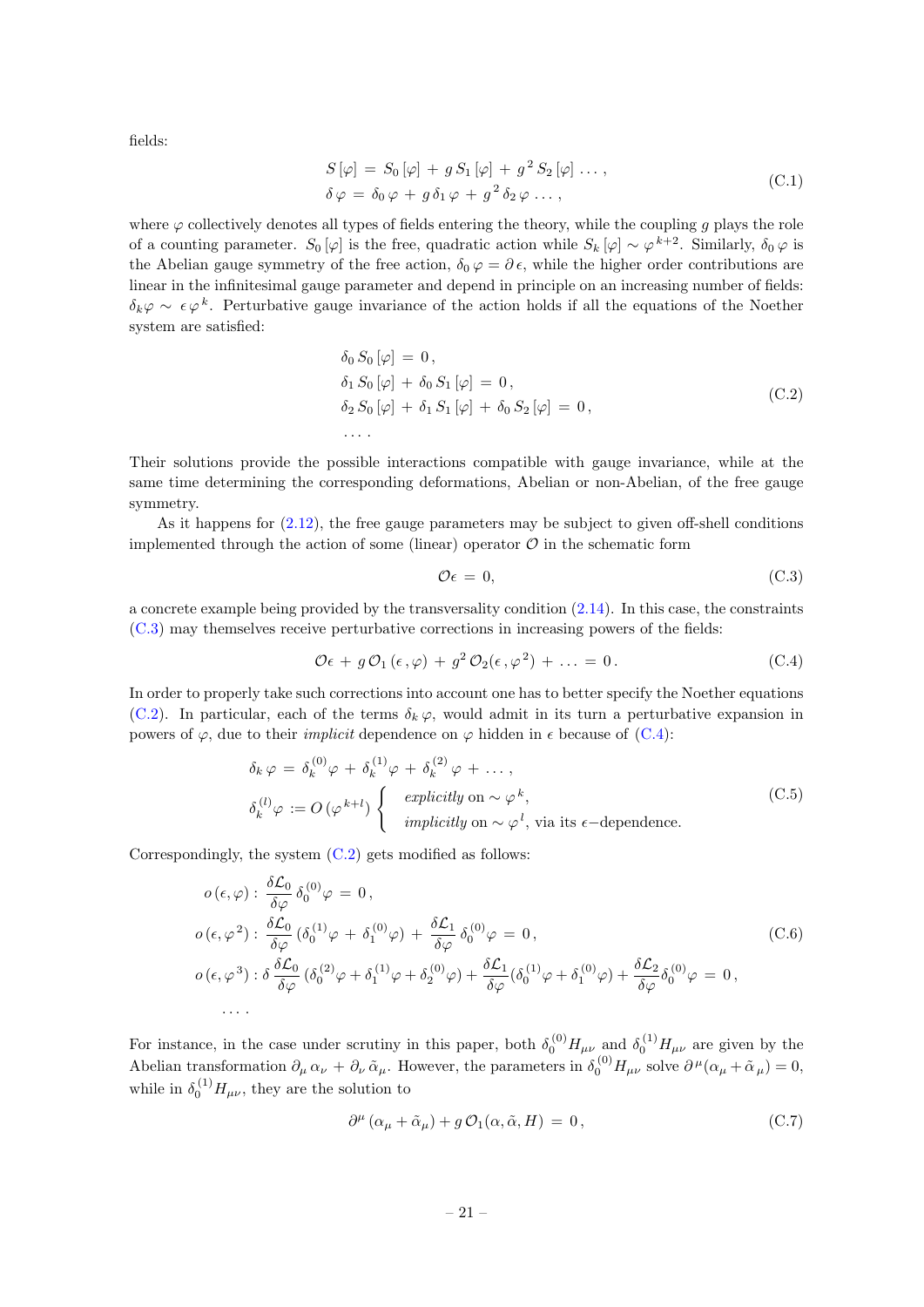fields:

$$
\begin{aligned}
S[\varphi] &= S_0[\varphi] + g\, S_1[\varphi] + g^2 S_2[\varphi] \ldots, \\
\delta\varphi &= \delta_0\varphi + g\,\delta_1\varphi + g^2\delta_2\varphi \ldots,
\end{aligned}
\tag{C.1}
$$

where $\varphi$ collectively denotes all types of fields entering the theory, while the coupling $g$ plays the role of a counting parameter. $S_0[\varphi]$ is the free, quadratic action while $S_k[\varphi] \sim \varphi^{k+2}$. Similarly, $\delta_0\varphi$ is the Abelian gauge symmetry of the free action, $\delta_0\varphi = \partial\epsilon$, while the higher order contributions are linear in the infinitesimal gauge parameter and depend in principle on an increasing number of fields: $\delta_k\varphi \sim \epsilon\varphi^k$. Perturbative gauge invariance of the action holds if all the equations of the Noether system are satisfied:

$$
\begin{aligned}
&\delta_0 S_0[\varphi] = 0, \\
&\delta_1 S_0[\varphi] + \delta_0 S_1[\varphi] = 0, \\
&\delta_2 S_0[\varphi] + \delta_1 S_1[\varphi] + \delta_0 S_2[\varphi] = 0, \\
&\ldots.
\end{aligned}
\tag{C.2}
$$

Their solutions provide the possible interactions compatible with gauge invariance, while at the same time determining the corresponding deformations, Abelian or non-Abelian, of the free gauge symmetry.

As it happens for (2.12), the free gauge parameters may be subject to given off-shell conditions implemented through the action of some (linear) operator $\mathcal{O}$ in the schematic form

$$
\mathcal{O}\epsilon = 0,
\tag{C.3}
$$

a concrete example being provided by the transversality condition (2.14). In this case, the constraints (C.3) may themselves receive perturbative corrections in increasing powers of the fields:

$$
\mathcal{O}\epsilon + g\,\mathcal{O}_1(\epsilon,\varphi) + g^2\mathcal{O}_2(\epsilon,\varphi^2) + \ldots = 0.
\tag{C.4}
$$

In order to properly take such corrections into account one has to better specify the Noether equations (C.2). In particular, each of the terms $\delta_k\varphi$, would admit in its turn a perturbative expansion in powers of $\varphi$, due to their *implicit* dependence on $\varphi$ hidden in $\epsilon$ because of (C.4):

$$
\begin{aligned}
&\delta_k\varphi = \delta_k^{(0)}\varphi + \delta_k^{(1)}\varphi + \delta_k^{(2)}\varphi + \ldots, \\
&\delta_k^{(l)}\varphi := O(\varphi^{k+l}) \begin{cases} \textit{explicitly} \text{ on } \sim \varphi^k, \\ \textit{implicitly} \text{ on } \sim \varphi^l, \text{ via its } \epsilon\text{-dependence.} \end{cases}
\end{aligned}
\tag{C.5}
$$

Correspondingly, the system (C.2) gets modified as follows:

$$
\begin{aligned}
&o(\epsilon,\varphi): \frac{\delta\mathcal{L}_0}{\delta\varphi}\,\delta_0^{(0)}\varphi = 0, \\
&o(\epsilon,\varphi^2): \frac{\delta\mathcal{L}_0}{\delta\varphi}\,(\delta_0^{(1)}\varphi + \delta_1^{(0)}\varphi) + \frac{\delta\mathcal{L}_1}{\delta\varphi}\,\delta_0^{(0)}\varphi = 0, \\
&o(\epsilon,\varphi^3): \delta\,\frac{\delta\mathcal{L}_0}{\delta\varphi}\,(\delta_0^{(2)}\varphi + \delta_1^{(1)}\varphi + \delta_2^{(0)}\varphi) + \frac{\delta\mathcal{L}_1}{\delta\varphi}(\delta_0^{(1)}\varphi + \delta_1^{(0)}\varphi) + \frac{\delta\mathcal{L}_2}{\delta\varphi}\delta_0^{(0)}\varphi = 0, \\
&\ldots.
\end{aligned}
\tag{C.6}
$$

For instance, in the case under scrutiny in this paper, both $\delta_0^{(0)}H_{\mu\nu}$ and $\delta_0^{(1)}H_{\mu\nu}$ are given by the Abelian transformation $\partial_\mu\alpha_\nu + \partial_\nu\tilde{\alpha}_\mu$. However, the parameters in $\delta_0^{(0)}H_{\mu\nu}$ solve $\partial^\mu(\alpha_\mu + \tilde{\alpha}_\mu) = 0$, while in $\delta_0^{(1)}H_{\mu\nu}$, they are the solution to

$$
\partial^\mu(\alpha_\mu + \tilde{\alpha}_\mu) + g\,\mathcal{O}_1(\alpha,\tilde{\alpha},H) = 0,
\tag{C.7}
$$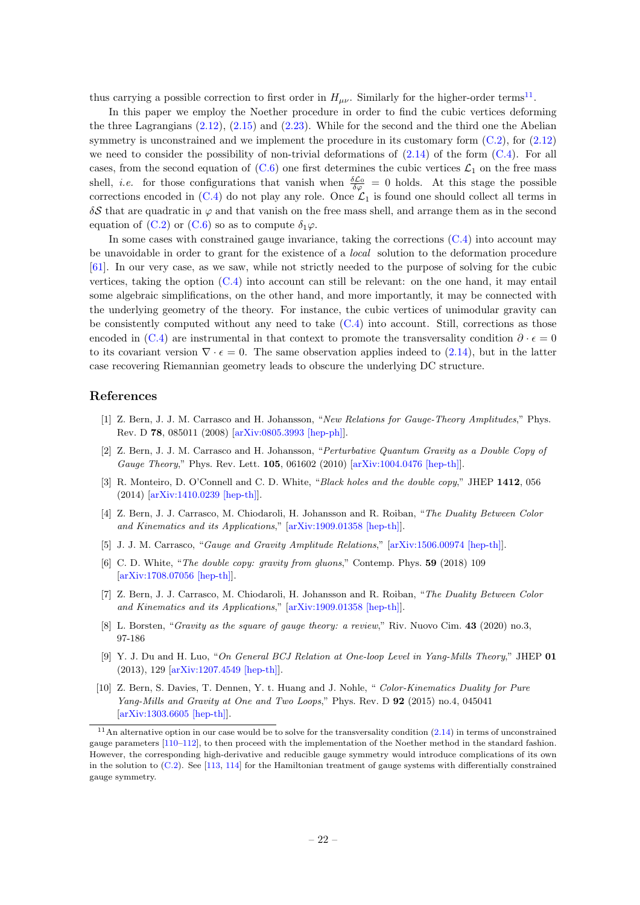thus carrying a possible correction to first order in $H_{\mu\nu}$. Similarly for the higher-order terms[11].

In this paper we employ the Noether procedure in order to find the cubic vertices deforming the three Lagrangians (2.12), (2.15) and (2.23). While for the second and the third one the Abelian symmetry is unconstrained and we implement the procedure in its customary form (C.2), for (2.12) we need to consider the possibility of non-trivial deformations of (2.14) of the form (C.4). For all cases, from the second equation of (C.6) one first determines the cubic vertices $\mathcal{L}_1$ on the free mass shell, *i.e.* for those configurations that vanish when $\frac{\delta \mathcal{L}_0}{\delta \varphi} = 0$ holds. At this stage the possible corrections encoded in (C.4) do not play any role. Once $\mathcal{L}_1$ is found one should collect all terms in $\delta \mathcal{S}$ that are quadratic in $\varphi$ and that vanish on the free mass shell, and arrange them as in the second equation of (C.2) or (C.6) so as to compute $\delta_1 \varphi$.

In some cases with constrained gauge invariance, taking the corrections (C.4) into account may be unavoidable in order to grant for the existence of a *local* solution to the deformation procedure [61]. In our very case, as we saw, while not strictly needed to the purpose of solving for the cubic vertices, taking the option (C.4) into account can still be relevant: on the one hand, it may entail some algebraic simplifications, on the other hand, and more importantly, it may be connected with the underlying geometry of the theory. For instance, the cubic vertices of unimodular gravity can be consistently computed without any need to take (C.4) into account. Still, corrections as those encoded in (C.4) are instrumental in that context to promote the transversality condition $\partial \cdot \epsilon = 0$ to its covariant version $\nabla \cdot \epsilon = 0$. The same observation applies indeed to (2.14), but in the latter case recovering Riemannian geometry leads to obscure the underlying DC structure.

## References

[1] Z. Bern, J. J. M. Carrasco and H. Johansson, "*New Relations for Gauge-Theory Amplitudes*," Phys. Rev. D **78**, 085011 (2008) [arXiv:0805.3993 [hep-ph]].

[2] Z. Bern, J. J. M. Carrasco and H. Johansson, "*Perturbative Quantum Gravity as a Double Copy of Gauge Theory*," Phys. Rev. Lett. **105**, 061602 (2010) [arXiv:1004.0476 [hep-th]].

[3] R. Monteiro, D. O'Connell and C. D. White, "*Black holes and the double copy*," JHEP **1412**, 056 (2014) [arXiv:1410.0239 [hep-th]].

[4] Z. Bern, J. J. Carrasco, M. Chiodaroli, H. Johansson and R. Roiban, "*The Duality Between Color and Kinematics and its Applications*," [arXiv:1909.01358 [hep-th]].

[5] J. J. M. Carrasco, "*Gauge and Gravity Amplitude Relations*," [arXiv:1506.00974 [hep-th]].

[6] C. D. White, "*The double copy: gravity from gluons*," Contemp. Phys. **59** (2018) 109 [arXiv:1708.07056 [hep-th]].

[7] Z. Bern, J. J. Carrasco, M. Chiodaroli, H. Johansson and R. Roiban, "*The Duality Between Color and Kinematics and its Applications*," [arXiv:1909.01358 [hep-th]].

[8] L. Borsten, "*Gravity as the square of gauge theory: a review*," Riv. Nuovo Cim. **43** (2020) no.3, 97-186

[9] Y. J. Du and H. Luo, "*On General BCJ Relation at One-loop Level in Yang-Mills Theory*," JHEP **01** (2013), 129 [arXiv:1207.4549 [hep-th]].

[10] Z. Bern, S. Davies, T. Dennen, Y. t. Huang and J. Nohle, "*Color-Kinematics Duality for Pure Yang-Mills and Gravity at One and Two Loops*," Phys. Rev. D **92** (2015) no.4, 045041 [arXiv:1303.6605 [hep-th]].

---

[11] An alternative option in our case would be to solve for the transversality condition (2.14) in terms of unconstrained gauge parameters [110–112], to then proceed with the implementation of the Noether method in the standard fashion. However, the corresponding high-derivative and reducible gauge symmetry would introduce complications of its own in the solution to (C.2). See [113, 114] for the Hamiltonian treatment of gauge systems with differentially constrained gauge symmetry.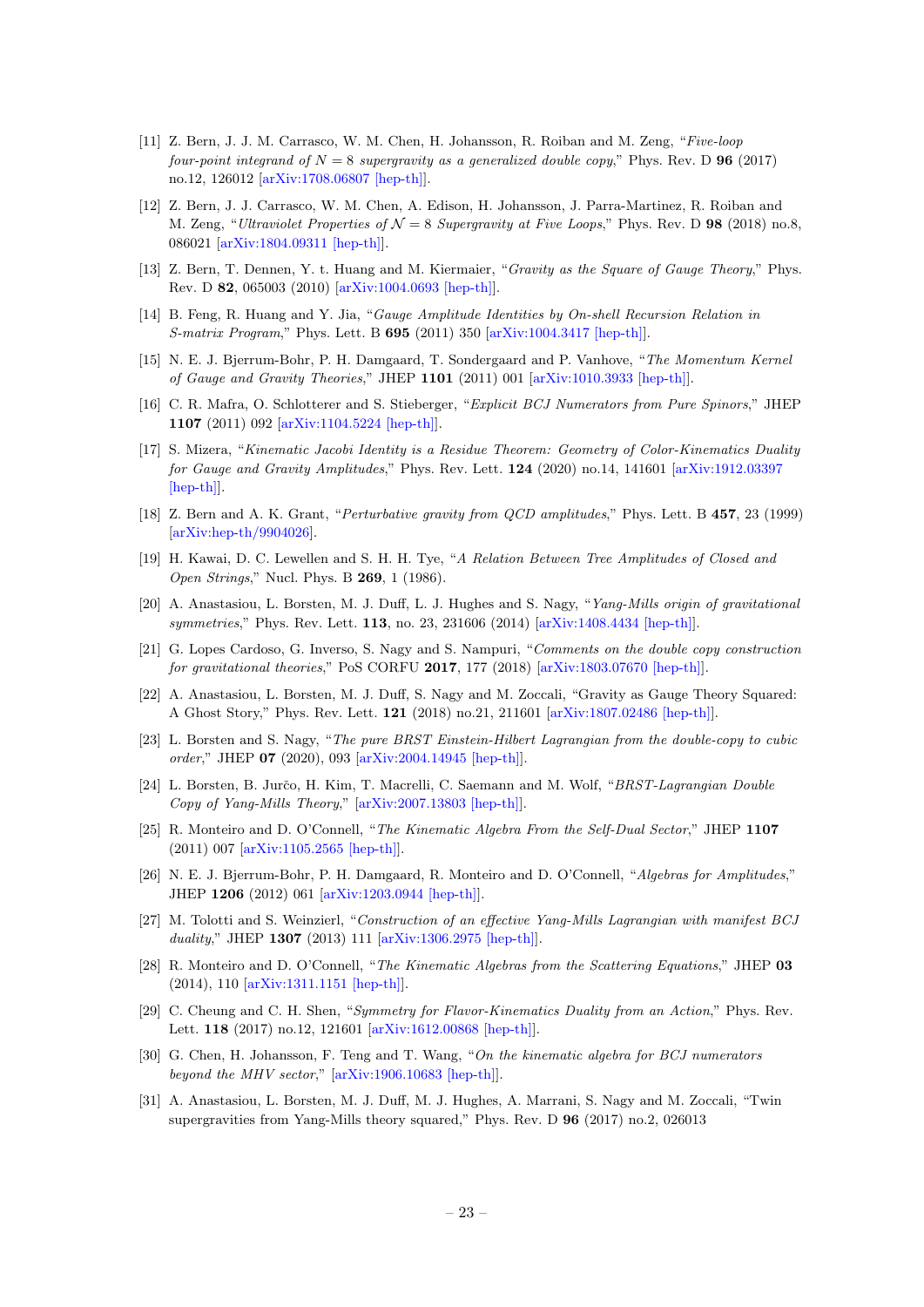[11] Z. Bern, J. J. M. Carrasco, W. M. Chen, H. Johansson, R. Roiban and M. Zeng, "*Five-loop four-point integrand of $N = 8$ supergravity as a generalized double copy*," Phys. Rev. D **96** (2017) no.12, 126012 [arXiv:1708.06807 [hep-th]].

[12] Z. Bern, J. J. Carrasco, W. M. Chen, A. Edison, H. Johansson, J. Parra-Martinez, R. Roiban and M. Zeng, "*Ultraviolet Properties of $\mathcal{N} = 8$ Supergravity at Five Loops*," Phys. Rev. D **98** (2018) no.8, 086021 [arXiv:1804.09311 [hep-th]].

[13] Z. Bern, T. Dennen, Y. t. Huang and M. Kiermaier, "*Gravity as the Square of Gauge Theory*," Phys. Rev. D **82**, 065003 (2010) [arXiv:1004.0693 [hep-th]].

[14] B. Feng, R. Huang and Y. Jia, "*Gauge Amplitude Identities by On-shell Recursion Relation in S-matrix Program*," Phys. Lett. B **695** (2011) 350 [arXiv:1004.3417 [hep-th]].

[15] N. E. J. Bjerrum-Bohr, P. H. Damgaard, T. Sondergaard and P. Vanhove, "*The Momentum Kernel of Gauge and Gravity Theories*," JHEP **1101** (2011) 001 [arXiv:1010.3933 [hep-th]].

[16] C. R. Mafra, O. Schlotterer and S. Stieberger, "*Explicit BCJ Numerators from Pure Spinors*," JHEP **1107** (2011) 092 [arXiv:1104.5224 [hep-th]].

[17] S. Mizera, "*Kinematic Jacobi Identity is a Residue Theorem: Geometry of Color-Kinematics Duality for Gauge and Gravity Amplitudes*," Phys. Rev. Lett. **124** (2020) no.14, 141601 [arXiv:1912.03397 [hep-th]].

[18] Z. Bern and A. K. Grant, "*Perturbative gravity from QCD amplitudes*," Phys. Lett. B **457**, 23 (1999) [arXiv:hep-th/9904026].

[19] H. Kawai, D. C. Lewellen and S. H. H. Tye, "*A Relation Between Tree Amplitudes of Closed and Open Strings*," Nucl. Phys. B **269**, 1 (1986).

[20] A. Anastasiou, L. Borsten, M. J. Duff, L. J. Hughes and S. Nagy, "*Yang-Mills origin of gravitational symmetries*," Phys. Rev. Lett. **113**, no. 23, 231606 (2014) [arXiv:1408.4434 [hep-th]].

[21] G. Lopes Cardoso, G. Inverso, S. Nagy and S. Nampuri, "*Comments on the double copy construction for gravitational theories*," PoS CORFU **2017**, 177 (2018) [arXiv:1803.07670 [hep-th]].

[22] A. Anastasiou, L. Borsten, M. J. Duff, S. Nagy and M. Zoccali, "Gravity as Gauge Theory Squared: A Ghost Story," Phys. Rev. Lett. **121** (2018) no.21, 211601 [arXiv:1807.02486 [hep-th]].

[23] L. Borsten and S. Nagy, "*The pure BRST Einstein-Hilbert Lagrangian from the double-copy to cubic order*," JHEP **07** (2020), 093 [arXiv:2004.14945 [hep-th]].

[24] L. Borsten, B. Jurčo, H. Kim, T. Macrelli, C. Saemann and M. Wolf, "*BRST-Lagrangian Double Copy of Yang-Mills Theory*," [arXiv:2007.13803 [hep-th]].

[25] R. Monteiro and D. O'Connell, "*The Kinematic Algebra From the Self-Dual Sector*," JHEP **1107** (2011) 007 [arXiv:1105.2565 [hep-th]].

[26] N. E. J. Bjerrum-Bohr, P. H. Damgaard, R. Monteiro and D. O'Connell, "*Algebras for Amplitudes*," JHEP **1206** (2012) 061 [arXiv:1203.0944 [hep-th]].

[27] M. Tolotti and S. Weinzierl, "*Construction of an effective Yang-Mills Lagrangian with manifest BCJ duality*," JHEP **1307** (2013) 111 [arXiv:1306.2975 [hep-th]].

[28] R. Monteiro and D. O'Connell, "*The Kinematic Algebras from the Scattering Equations*," JHEP **03** (2014), 110 [arXiv:1311.1151 [hep-th]].

[29] C. Cheung and C. H. Shen, "*Symmetry for Flavor-Kinematics Duality from an Action*," Phys. Rev. Lett. **118** (2017) no.12, 121601 [arXiv:1612.00868 [hep-th]].

[30] G. Chen, H. Johansson, F. Teng and T. Wang, "*On the kinematic algebra for BCJ numerators beyond the MHV sector*," [arXiv:1906.10683 [hep-th]].

[31] A. Anastasiou, L. Borsten, M. J. Duff, M. J. Hughes, A. Marrani, S. Nagy and M. Zoccali, "Twin supergravities from Yang-Mills theory squared," Phys. Rev. D **96** (2017) no.2, 026013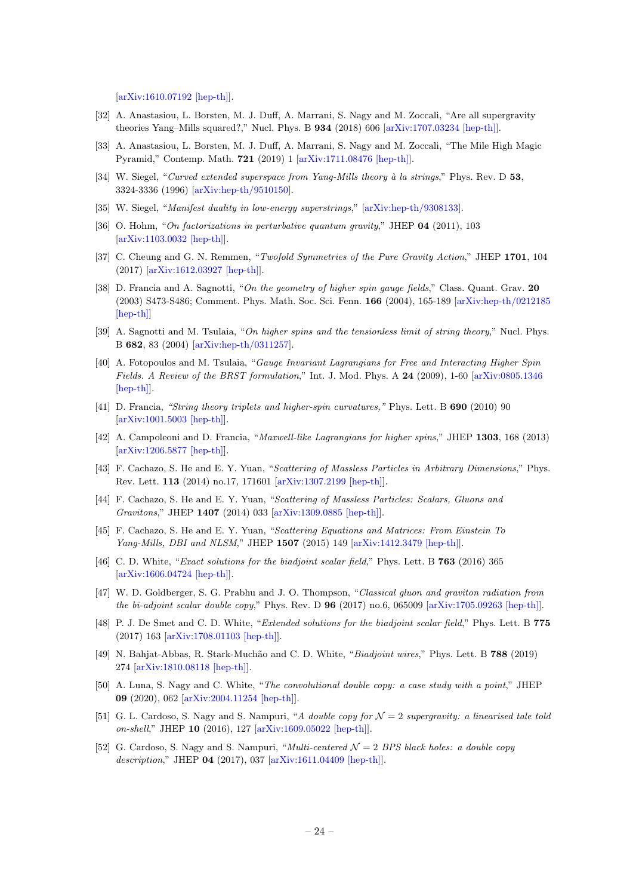[arXiv:1610.07192 [hep-th]].

[32] A. Anastasiou, L. Borsten, M. J. Duff, A. Marrani, S. Nagy and M. Zoccali, "Are all supergravity theories Yang–Mills squared?," Nucl. Phys. B **934** (2018) 606 [arXiv:1707.03234 [hep-th]].

[33] A. Anastasiou, L. Borsten, M. J. Duff, A. Marrani, S. Nagy and M. Zoccali, "The Mile High Magic Pyramid," Contemp. Math. **721** (2019) 1 [arXiv:1711.08476 [hep-th]].

[34] W. Siegel, "*Curved extended superspace from Yang-Mills theory à la strings*," Phys. Rev. D **53**, 3324-3336 (1996) [arXiv:hep-th/9510150].

[35] W. Siegel, "*Manifest duality in low-energy superstrings*," [arXiv:hep-th/9308133].

[36] O. Hohm, "*On factorizations in perturbative quantum gravity*," JHEP **04** (2011), 103 [arXiv:1103.0032 [hep-th]].

[37] C. Cheung and G. N. Remmen, "*Twofold Symmetries of the Pure Gravity Action*," JHEP **1701**, 104 (2017) [arXiv:1612.03927 [hep-th]].

[38] D. Francia and A. Sagnotti, "*On the geometry of higher spin gauge fields*," Class. Quant. Grav. **20** (2003) S473-S486; Comment. Phys. Math. Soc. Sci. Fenn. **166** (2004), 165-189 [arXiv:hep-th/0212185 [hep-th]]

[39] A. Sagnotti and M. Tsulaia, "*On higher spins and the tensionless limit of string theory*," Nucl. Phys. B **682**, 83 (2004) [arXiv:hep-th/0311257].

[40] A. Fotopoulos and M. Tsulaia, "*Gauge Invariant Lagrangians for Free and Interacting Higher Spin Fields. A Review of the BRST formulation*," Int. J. Mod. Phys. A **24** (2009), 1-60 [arXiv:0805.1346 [hep-th]].

[41] D. Francia, *"String theory triplets and higher-spin curvatures,"* Phys. Lett. B **690** (2010) 90 [arXiv:1001.5003 [hep-th]].

[42] A. Campoleoni and D. Francia, "*Maxwell-like Lagrangians for higher spins*," JHEP **1303**, 168 (2013) [arXiv:1206.5877 [hep-th]].

[43] F. Cachazo, S. He and E. Y. Yuan, "*Scattering of Massless Particles in Arbitrary Dimensions*," Phys. Rev. Lett. **113** (2014) no.17, 171601 [arXiv:1307.2199 [hep-th]].

[44] F. Cachazo, S. He and E. Y. Yuan, "*Scattering of Massless Particles: Scalars, Gluons and Gravitons*," JHEP **1407** (2014) 033 [arXiv:1309.0885 [hep-th]].

[45] F. Cachazo, S. He and E. Y. Yuan, "*Scattering Equations and Matrices: From Einstein To Yang-Mills, DBI and NLSM*," JHEP **1507** (2015) 149 [arXiv:1412.3479 [hep-th]].

[46] C. D. White, "*Exact solutions for the biadjoint scalar field*," Phys. Lett. B **763** (2016) 365 [arXiv:1606.04724 [hep-th]].

[47] W. D. Goldberger, S. G. Prabhu and J. O. Thompson, "*Classical gluon and graviton radiation from the bi-adjoint scalar double copy*," Phys. Rev. D **96** (2017) no.6, 065009 [arXiv:1705.09263 [hep-th]].

[48] P. J. De Smet and C. D. White, "*Extended solutions for the biadjoint scalar field*," Phys. Lett. B **775** (2017) 163 [arXiv:1708.01103 [hep-th]].

[49] N. Bahjat-Abbas, R. Stark-Muchão and C. D. White, "*Biadjoint wires*," Phys. Lett. B **788** (2019) 274 [arXiv:1810.08118 [hep-th]].

[50] A. Luna, S. Nagy and C. White, "*The convolutional double copy: a case study with a point*," JHEP **09** (2020), 062 [arXiv:2004.11254 [hep-th]].

[51] G. L. Cardoso, S. Nagy and S. Nampuri, "*A double copy for $\mathcal{N}=2$ supergravity: a linearised tale told on-shell*," JHEP **10** (2016), 127 [arXiv:1609.05022 [hep-th]].

[52] G. Cardoso, S. Nagy and S. Nampuri, "*Multi-centered $\mathcal{N}=2$ BPS black holes: a double copy description*," JHEP **04** (2017), 037 [arXiv:1611.04409 [hep-th]].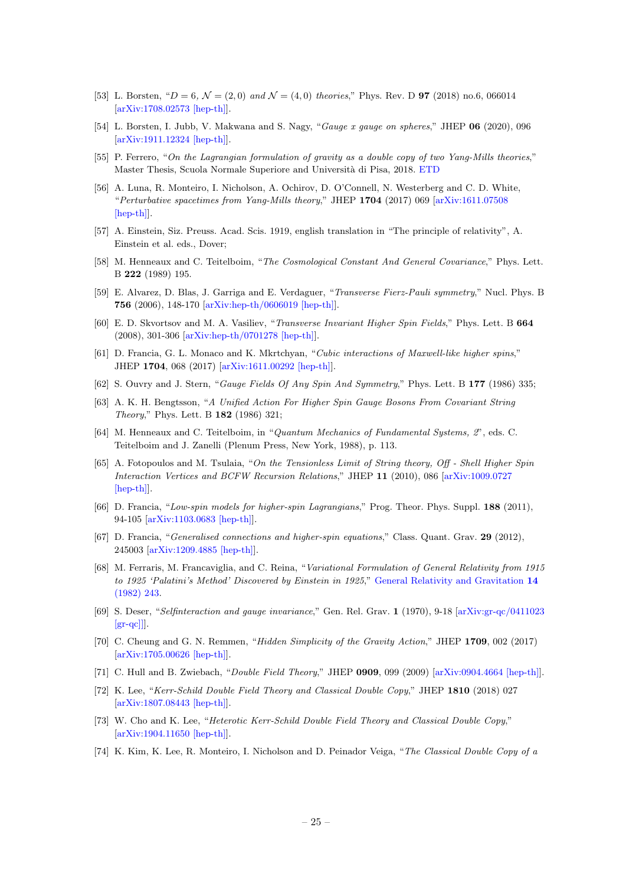[53] L. Borsten, "*$D = 6$, $\mathcal{N} = (2,0)$ and $\mathcal{N} = (4,0)$ theories*," Phys. Rev. D **97** (2018) no.6, 066014 [arXiv:1708.02573 [hep-th]].

[54] L. Borsten, I. Jubb, V. Makwana and S. Nagy, "*Gauge x gauge on spheres*," JHEP **06** (2020), 096 [arXiv:1911.12324 [hep-th]].

[55] P. Ferrero, "*On the Lagrangian formulation of gravity as a double copy of two Yang-Mills theories*," Master Thesis, Scuola Normale Superiore and Università di Pisa, 2018. ETD

[56] A. Luna, R. Monteiro, I. Nicholson, A. Ochirov, D. O'Connell, N. Westerberg and C. D. White, "*Perturbative spacetimes from Yang-Mills theory*," JHEP **1704** (2017) 069 [arXiv:1611.07508 [hep-th]].

[57] A. Einstein, Siz. Preuss. Acad. Scis. 1919, english translation in "The principle of relativity", A. Einstein et al. eds., Dover;

[58] M. Henneaux and C. Teitelboim, "*The Cosmological Constant And General Covariance*," Phys. Lett. B **222** (1989) 195.

[59] E. Alvarez, D. Blas, J. Garriga and E. Verdaguer, "*Transverse Fierz-Pauli symmetry*," Nucl. Phys. B **756** (2006), 148-170 [arXiv:hep-th/0606019 [hep-th]].

[60] E. D. Skvortsov and M. A. Vasiliev, "*Transverse Invariant Higher Spin Fields*," Phys. Lett. B **664** (2008), 301-306 [arXiv:hep-th/0701278 [hep-th]].

[61] D. Francia, G. L. Monaco and K. Mkrtchyan, "*Cubic interactions of Maxwell-like higher spins*," JHEP **1704**, 068 (2017) [arXiv:1611.00292 [hep-th]].

[62] S. Ouvry and J. Stern, "*Gauge Fields Of Any Spin And Symmetry*," Phys. Lett. B **177** (1986) 335;

[63] A. K. H. Bengtsson, "*A Unified Action For Higher Spin Gauge Bosons From Covariant String Theory*," Phys. Lett. B **182** (1986) 321;

[64] M. Henneaux and C. Teitelboim, in "*Quantum Mechanics of Fundamental Systems, 2*", eds. C. Teitelboim and J. Zanelli (Plenum Press, New York, 1988), p. 113.

[65] A. Fotopoulos and M. Tsulaia, "*On the Tensionless Limit of String theory, Off - Shell Higher Spin Interaction Vertices and BCFW Recursion Relations*," JHEP **11** (2010), 086 [arXiv:1009.0727 [hep-th]].

[66] D. Francia, "*Low-spin models for higher-spin Lagrangians*," Prog. Theor. Phys. Suppl. **188** (2011), 94-105 [arXiv:1103.0683 [hep-th]].

[67] D. Francia, "*Generalised connections and higher-spin equations*," Class. Quant. Grav. **29** (2012), 245003 [arXiv:1209.4885 [hep-th]].

[68] M. Ferraris, M. Francaviglia, and C. Reina, "*Variational Formulation of General Relativity from 1915 to 1925 'Palatini's Method' Discovered by Einstein in 1925*," General Relativity and Gravitation **14** (1982) 243.

[69] S. Deser, "*Selfinteraction and gauge invariance*," Gen. Rel. Grav. **1** (1970), 9-18 [arXiv:gr-qc/0411023 [gr-qc]].

[70] C. Cheung and G. N. Remmen, "*Hidden Simplicity of the Gravity Action*," JHEP **1709**, 002 (2017) [arXiv:1705.00626 [hep-th]].

[71] C. Hull and B. Zwiebach, "*Double Field Theory*," JHEP **0909**, 099 (2009) [arXiv:0904.4664 [hep-th]].

[72] K. Lee, "*Kerr-Schild Double Field Theory and Classical Double Copy*," JHEP **1810** (2018) 027 [arXiv:1807.08443 [hep-th]].

[73] W. Cho and K. Lee, "*Heterotic Kerr-Schild Double Field Theory and Classical Double Copy*," [arXiv:1904.11650 [hep-th]].

[74] K. Kim, K. Lee, R. Monteiro, I. Nicholson and D. Peinador Veiga, "*The Classical Double Copy of a*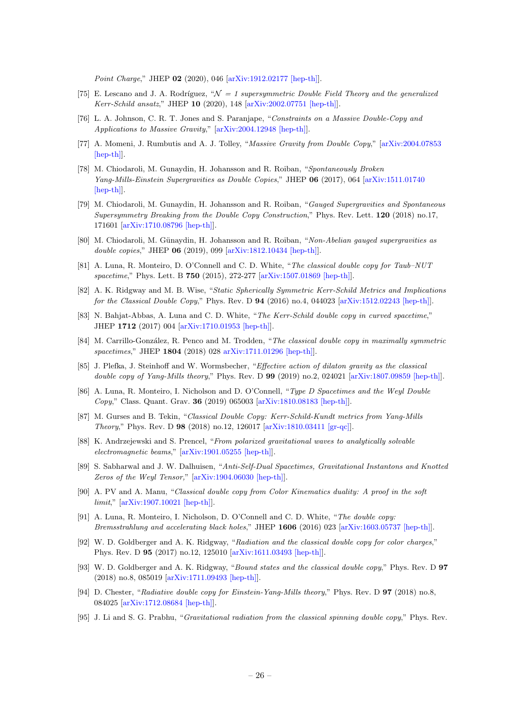*Point Charge*," JHEP **02** (2020), 046 [arXiv:1912.02177 [hep-th]].

[75] E. Lescano and J. A. Rodríguez, "*$\mathcal{N}$ = 1 supersymmetric Double Field Theory and the generalized Kerr-Schild ansatz*," JHEP **10** (2020), 148 [arXiv:2002.07751 [hep-th]].

[76] L. A. Johnson, C. R. T. Jones and S. Paranjape, "*Constraints on a Massive Double-Copy and Applications to Massive Gravity*," [arXiv:2004.12948 [hep-th]].

[77] A. Momeni, J. Rumbutis and A. J. Tolley, "*Massive Gravity from Double Copy*," [arXiv:2004.07853 [hep-th]].

[78] M. Chiodaroli, M. Gunaydin, H. Johansson and R. Roiban, "*Spontaneously Broken Yang-Mills-Einstein Supergravities as Double Copies*," JHEP **06** (2017), 064 [arXiv:1511.01740 [hep-th]].

[79] M. Chiodaroli, M. Gunaydin, H. Johansson and R. Roiban, "*Gauged Supergravities and Spontaneous Supersymmetry Breaking from the Double Copy Construction*," Phys. Rev. Lett. **120** (2018) no.17, 171601 [arXiv:1710.08796 [hep-th]].

[80] M. Chiodaroli, M. Günaydin, H. Johansson and R. Roiban, "*Non-Abelian gauged supergravities as double copies*," JHEP **06** (2019), 099 [arXiv:1812.10434 [hep-th]].

[81] A. Luna, R. Monteiro, D. O'Connell and C. D. White, "*The classical double copy for Taub–NUT spacetime*," Phys. Lett. B **750** (2015), 272-277 [arXiv:1507.01869 [hep-th]].

[82] A. K. Ridgway and M. B. Wise, "*Static Spherically Symmetric Kerr-Schild Metrics and Implications for the Classical Double Copy*," Phys. Rev. D **94** (2016) no.4, 044023 [arXiv:1512.02243 [hep-th]].

[83] N. Bahjat-Abbas, A. Luna and C. D. White, "*The Kerr-Schild double copy in curved spacetime*," JHEP **1712** (2017) 004 [arXiv:1710.01953 [hep-th]].

[84] M. Carrillo-González, R. Penco and M. Trodden, "*The classical double copy in maximally symmetric spacetimes*," JHEP **1804** (2018) 028 arXiv:1711.01296 [hep-th]].

[85] J. Plefka, J. Steinhoff and W. Wormsbecher, "*Effective action of dilaton gravity as the classical double copy of Yang-Mills theory*," Phys. Rev. D **99** (2019) no.2, 024021 [arXiv:1807.09859 [hep-th]].

[86] A. Luna, R. Monteiro, I. Nicholson and D. O'Connell, "*Type D Spacetimes and the Weyl Double Copy*," Class. Quant. Grav. **36** (2019) 065003 [arXiv:1810.08183 [hep-th]].

[87] M. Gurses and B. Tekin, "*Classical Double Copy: Kerr-Schild-Kundt metrics from Yang-Mills Theory*," Phys. Rev. D **98** (2018) no.12, 126017 [arXiv:1810.03411 [gr-qc]].

[88] K. Andrzejewski and S. Prencel, "*From polarized gravitational waves to analytically solvable electromagnetic beams*," [arXiv:1901.05255 [hep-th]].

[89] S. Sabharwal and J. W. Dalhuisen, "*Anti-Self-Dual Spacetimes, Gravitational Instantons and Knotted Zeros of the Weyl Tensor,*" [arXiv:1904.06030 [hep-th]].

[90] A. PV and A. Manu, "*Classical double copy from Color Kinematics duality: A proof in the soft limit*," [arXiv:1907.10021 [hep-th]].

[91] A. Luna, R. Monteiro, I. Nicholson, D. O'Connell and C. D. White, "*The double copy: Bremsstrahlung and accelerating black holes*," JHEP **1606** (2016) 023 [arXiv:1603.05737 [hep-th]].

[92] W. D. Goldberger and A. K. Ridgway, "*Radiation and the classical double copy for color charges*," Phys. Rev. D **95** (2017) no.12, 125010 [arXiv:1611.03493 [hep-th]].

[93] W. D. Goldberger and A. K. Ridgway, "*Bound states and the classical double copy*," Phys. Rev. D **97** (2018) no.8, 085019 [arXiv:1711.09493 [hep-th]].

[94] D. Chester, "*Radiative double copy for Einstein-Yang-Mills theory*," Phys. Rev. D **97** (2018) no.8, 084025 [arXiv:1712.08684 [hep-th]].

[95] J. Li and S. G. Prabhu, "*Gravitational radiation from the classical spinning double copy*," Phys. Rev.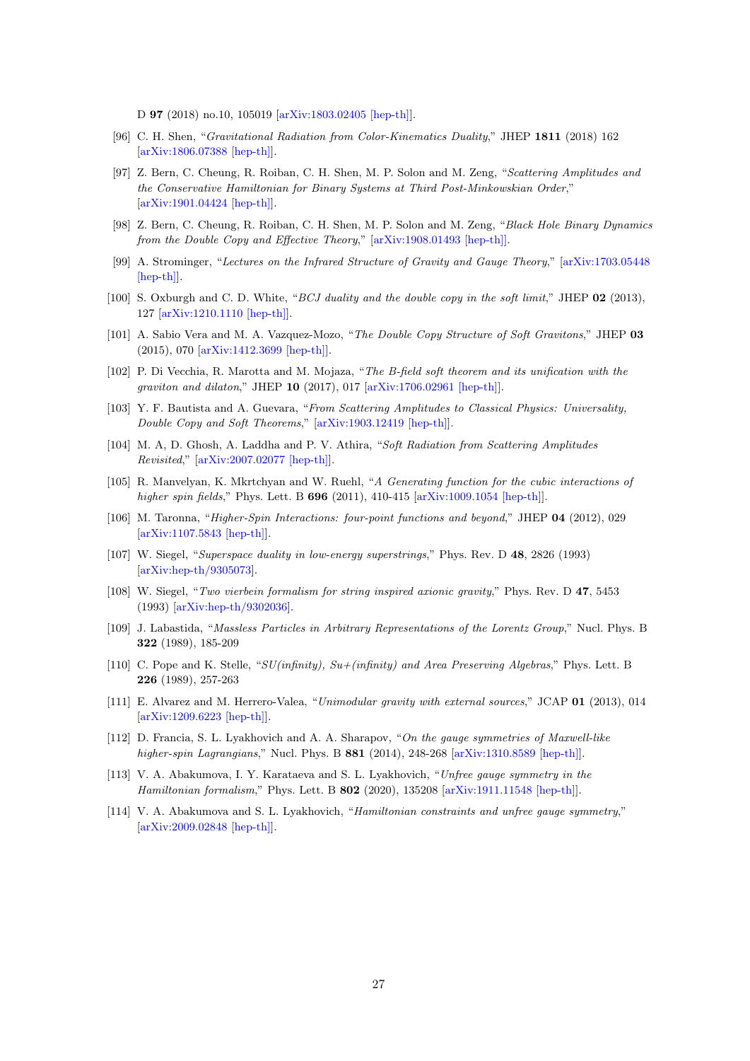D **97** (2018) no.10, 105019 [arXiv:1803.02405 [hep-th]].

[96] C. H. Shen, "*Gravitational Radiation from Color-Kinematics Duality*," JHEP **1811** (2018) 162 [arXiv:1806.07388 [hep-th]].

[97] Z. Bern, C. Cheung, R. Roiban, C. H. Shen, M. P. Solon and M. Zeng, "*Scattering Amplitudes and the Conservative Hamiltonian for Binary Systems at Third Post-Minkowskian Order*," [arXiv:1901.04424 [hep-th]].

[98] Z. Bern, C. Cheung, R. Roiban, C. H. Shen, M. P. Solon and M. Zeng, "*Black Hole Binary Dynamics from the Double Copy and Effective Theory*," [arXiv:1908.01493 [hep-th]].

[99] A. Strominger, "*Lectures on the Infrared Structure of Gravity and Gauge Theory*," [arXiv:1703.05448 [hep-th]].

[100] S. Oxburgh and C. D. White, "*BCJ duality and the double copy in the soft limit*," JHEP **02** (2013), 127 [arXiv:1210.1110 [hep-th]].

[101] A. Sabio Vera and M. A. Vazquez-Mozo, "*The Double Copy Structure of Soft Gravitons*," JHEP **03** (2015), 070 [arXiv:1412.3699 [hep-th]].

[102] P. Di Vecchia, R. Marotta and M. Mojaza, "*The B-field soft theorem and its unification with the graviton and dilaton*," JHEP **10** (2017), 017 [arXiv:1706.02961 [hep-th]].

[103] Y. F. Bautista and A. Guevara, "*From Scattering Amplitudes to Classical Physics: Universality, Double Copy and Soft Theorems*," [arXiv:1903.12419 [hep-th]].

[104] M. A, D. Ghosh, A. Laddha and P. V. Athira, "*Soft Radiation from Scattering Amplitudes Revisited*," [arXiv:2007.02077 [hep-th]].

[105] R. Manvelyan, K. Mkrtchyan and W. Ruehl, "*A Generating function for the cubic interactions of higher spin fields*," Phys. Lett. B **696** (2011), 410-415 [arXiv:1009.1054 [hep-th]].

[106] M. Taronna, "*Higher-Spin Interactions: four-point functions and beyond*," JHEP **04** (2012), 029 [arXiv:1107.5843 [hep-th]].

[107] W. Siegel, "*Superspace duality in low-energy superstrings*," Phys. Rev. D **48**, 2826 (1993) [arXiv:hep-th/9305073].

[108] W. Siegel, "*Two vierbein formalism for string inspired axionic gravity*," Phys. Rev. D **47**, 5453 (1993) [arXiv:hep-th/9302036].

[109] J. Labastida, "*Massless Particles in Arbitrary Representations of the Lorentz Group*," Nucl. Phys. B **322** (1989), 185-209

[110] C. Pope and K. Stelle, "*SU(infinity), Su+(infinity) and Area Preserving Algebras*," Phys. Lett. B **226** (1989), 257-263

[111] E. Alvarez and M. Herrero-Valea, "*Unimodular gravity with external sources*," JCAP **01** (2013), 014 [arXiv:1209.6223 [hep-th]].

[112] D. Francia, S. L. Lyakhovich and A. A. Sharapov, "*On the gauge symmetries of Maxwell-like higher-spin Lagrangians*," Nucl. Phys. B **881** (2014), 248-268 [arXiv:1310.8589 [hep-th]].

[113] V. A. Abakumova, I. Y. Karataeva and S. L. Lyakhovich, "*Unfree gauge symmetry in the Hamiltonian formalism*," Phys. Lett. B **802** (2020), 135208 [arXiv:1911.11548 [hep-th]].

[114] V. A. Abakumova and S. L. Lyakhovich, "*Hamiltonian constraints and unfree gauge symmetry*," [arXiv:2009.02848 [hep-th]].